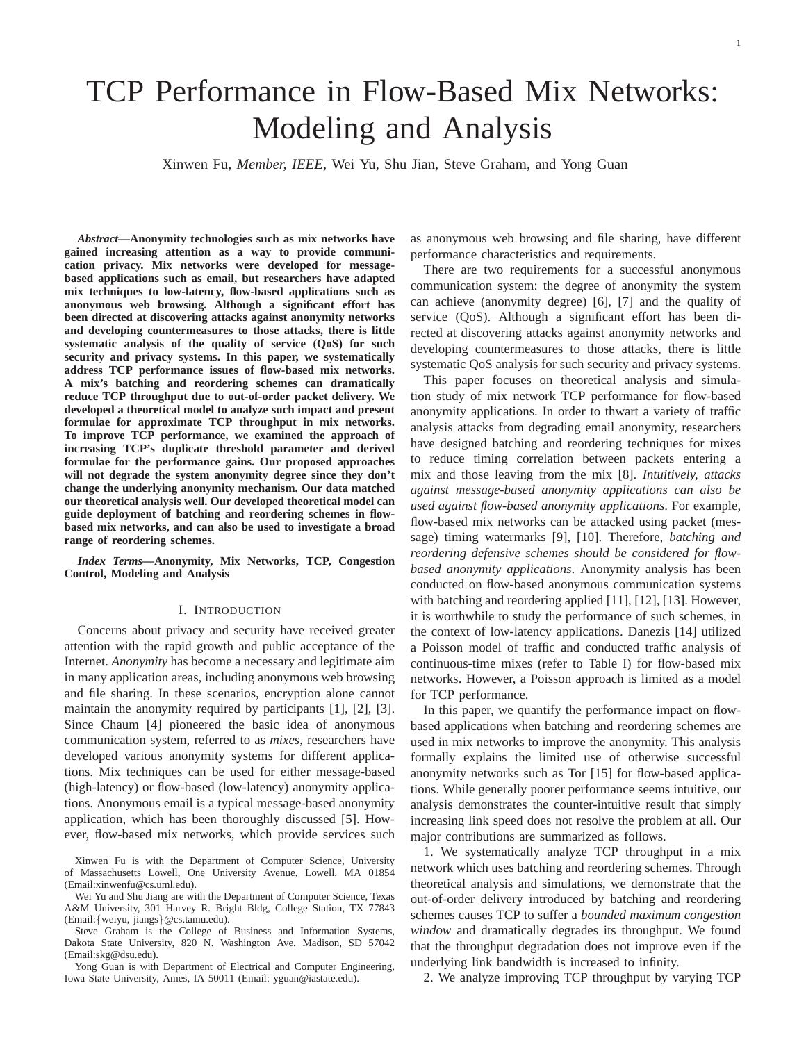# TCP Performance in Flow-Based Mix Networks: Modeling and Analysis

Xinwen Fu, *Member, IEEE,* Wei Yu, Shu Jian, Steve Graham, and Yong Guan

***Abstract*—Anonymity technologies such as mix networks have gained increasing attention as a way to provide communication privacy. Mix networks were developed for message-based applications such as email, but researchers have adapted mix techniques to low-latency, flow-based applications such as anonymous web browsing. Although a significant effort has been directed at discovering attacks against anonymity networks and developing countermeasures to those attacks, there is little systematic analysis of the quality of service (QoS) for such security and privacy systems. In this paper, we systematically address TCP performance issues of flow-based mix networks. A mix's batching and reordering schemes can dramatically reduce TCP throughput due to out-of-order packet delivery. We developed a theoretical model to analyze such impact and present formulae for approximate TCP throughput in mix networks. To improve TCP performance, we examined the approach of increasing TCP's duplicate threshold parameter and derived formulae for the performance gains. Our proposed approaches will not degrade the system anonymity degree since they don't change the underlying anonymity mechanism. Our data matched our theoretical analysis well. Our developed theoretical model can guide deployment of batching and reordering schemes in flow-based mix networks, and can also be used to investigate a broad range of reordering schemes.**

***Index Terms*—Anonymity, Mix Networks, TCP, Congestion Control, Modeling and Analysis**

## I. Introduction

Concerns about privacy and security have received greater attention with the rapid growth and public acceptance of the Internet. *Anonymity* has become a necessary and legitimate aim in many application areas, including anonymous web browsing and file sharing. In these scenarios, encryption alone cannot maintain the anonymity required by participants [1], [2], [3]. Since Chaum [4] pioneered the basic idea of anonymous communication system, referred to as *mixes*, researchers have developed various anonymity systems for different applications. Mix techniques can be used for either message-based (high-latency) or flow-based (low-latency) anonymity applications. Anonymous email is a typical message-based anonymity application, which has been thoroughly discussed [5]. However, flow-based mix networks, which provide services such as anonymous web browsing and file sharing, have different performance characteristics and requirements.

There are two requirements for a successful anonymous communication system: the degree of anonymity the system can achieve (anonymity degree) [6], [7] and the quality of service (QoS). Although a significant effort has been directed at discovering attacks against anonymity networks and developing countermeasures to those attacks, there is little systematic QoS analysis for such security and privacy systems.

This paper focuses on theoretical analysis and simulation study of mix network TCP performance for flow-based anonymity applications. In order to thwart a variety of traffic analysis attacks from degrading email anonymity, researchers have designed batching and reordering techniques for mixes to reduce timing correlation between packets entering a mix and those leaving from the mix [8]. *Intuitively, attacks against message-based anonymity applications can also be used against flow-based anonymity applications*. For example, flow-based mix networks can be attacked using packet (message) timing watermarks [9], [10]. Therefore, *batching and reordering defensive schemes should be considered for flow-based anonymity applications*. Anonymity analysis has been conducted on flow-based anonymous communication systems with batching and reordering applied [11], [12], [13]. However, it is worthwhile to study the performance of such schemes, in the context of low-latency applications. Danezis [14] utilized a Poisson model of traffic and conducted traffic analysis of continuous-time mixes (refer to Table I) for flow-based mix networks. However, a Poisson approach is limited as a model for TCP performance.

In this paper, we quantify the performance impact on flow-based applications when batching and reordering schemes are used in mix networks to improve the anonymity. This analysis formally explains the limited use of otherwise successful anonymity networks such as Tor [15] for flow-based applications. While generally poorer performance seems intuitive, our analysis demonstrates the counter-intuitive result that simply increasing link speed does not resolve the problem at all. Our major contributions are summarized as follows.

1. We systematically analyze TCP throughput in a mix network which uses batching and reordering schemes. Through theoretical analysis and simulations, we demonstrate that the out-of-order delivery introduced by batching and reordering schemes causes TCP to suffer a *bounded maximum congestion window* and dramatically degrades its throughput. We found that the throughput degradation does not improve even if the underlying link bandwidth is increased to infinity.

2. We analyze improving TCP throughput by varying TCP

Xinwen Fu is with the Department of Computer Science, University of Massachusetts Lowell, One University Avenue, Lowell, MA 01854 (Email:xinwenfu@cs.uml.edu).

Wei Yu and Shu Jiang are with the Department of Computer Science, Texas A&M University, 301 Harvey R. Bright Bldg, College Station, TX 77843 (Email:{weiyu, jiangs}@cs.tamu.edu).

Steve Graham is the College of Business and Information Systems, Dakota State University, 820 N. Washington Ave. Madison, SD 57042 (Email:skg@dsu.edu).

Yong Guan is with Department of Electrical and Computer Engineering, Iowa State University, Ames, IA 50011 (Email: yguan@iastate.edu).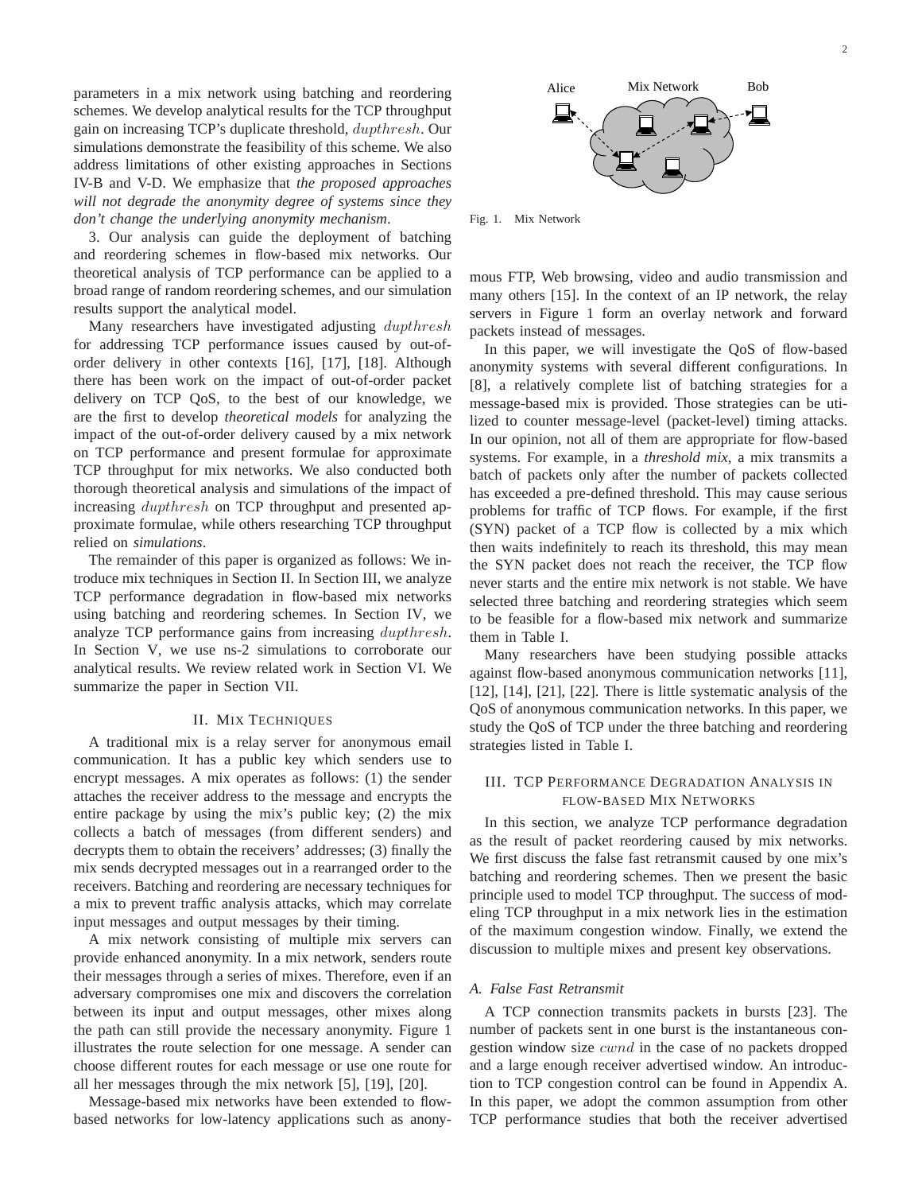parameters in a mix network using batching and reordering schemes. We develop analytical results for the TCP throughput gain on increasing TCP's duplicate threshold, $dupthresh$. Our simulations demonstrate the feasibility of this scheme. We also address limitations of other existing approaches in Sections IV-B and V-D. We emphasize that *the proposed approaches will not degrade the anonymity degree of systems since they don't change the underlying anonymity mechanism*.

3. Our analysis can guide the deployment of batching and reordering schemes in flow-based mix networks. Our theoretical analysis of TCP performance can be applied to a broad range of random reordering schemes, and our simulation results support the analytical model.

Many researchers have investigated adjusting $dupthresh$ for addressing TCP performance issues caused by out-of-order delivery in other contexts [16], [17], [18]. Although there has been work on the impact of out-of-order packet delivery on TCP QoS, to the best of our knowledge, we are the first to develop *theoretical models* for analyzing the impact of the out-of-order delivery caused by a mix network on TCP performance and present formulae for approximate TCP throughput for mix networks. We also conducted both thorough theoretical analysis and simulations of the impact of increasing $dupthresh$ on TCP throughput and presented approximate formulae, while others researching TCP throughput relied on *simulations*.

The remainder of this paper is organized as follows: We introduce mix techniques in Section II. In Section III, we analyze TCP performance degradation in flow-based mix networks using batching and reordering schemes. In Section IV, we analyze TCP performance gains from increasing $dupthresh$. In Section V, we use ns-2 simulations to corroborate our analytical results. We review related work in Section VI. We summarize the paper in Section VII.

## II. Mix Techniques

A traditional mix is a relay server for anonymous email communication. It has a public key which senders use to encrypt messages. A mix operates as follows: (1) the sender attaches the receiver address to the message and encrypts the entire package by using the mix's public key; (2) the mix collects a batch of messages (from different senders) and decrypts them to obtain the receivers' addresses; (3) finally the mix sends decrypted messages out in a rearranged order to the receivers. Batching and reordering are necessary techniques for a mix to prevent traffic analysis attacks, which may correlate input messages and output messages by their timing.

A mix network consisting of multiple mix servers can provide enhanced anonymity. In a mix network, senders route their messages through a series of mixes. Therefore, even if an adversary compromises one mix and discovers the correlation between its input and output messages, other mixes along the path can still provide the necessary anonymity. Figure 1 illustrates the route selection for one message. A sender can choose different routes for each message or use one route for all her messages through the mix network [5], [19], [20].

Message-based mix networks have been extended to flow-based networks for low-latency applications such as anonymous FTP, Web browsing, video and audio transmission and many others [15]. In the context of an IP network, the relay servers in Figure 1 form an overlay network and forward packets instead of messages.

Alice
Mix Network
Bob

Fig. 1. Mix Network

In this paper, we will investigate the QoS of flow-based anonymity systems with several different configurations. In [8], a relatively complete list of batching strategies for a message-based mix is provided. Those strategies can be utilized to counter message-level (packet-level) timing attacks. In our opinion, not all of them are appropriate for flow-based systems. For example, in a *threshold mix*, a mix transmits a batch of packets only after the number of packets collected has exceeded a pre-defined threshold. This may cause serious problems for traffic of TCP flows. For example, if the first (SYN) packet of a TCP flow is collected by a mix which then waits indefinitely to reach its threshold, this may mean the SYN packet does not reach the receiver, the TCP flow never starts and the entire mix network is not stable. We have selected three batching and reordering strategies which seem to be feasible for a flow-based mix network and summarize them in Table I.

Many researchers have been studying possible attacks against flow-based anonymous communication networks [11], [12], [14], [21], [22]. There is little systematic analysis of the QoS of anonymous communication networks. In this paper, we study the QoS of TCP under the three batching and reordering strategies listed in Table I.

## III. TCP Performance Degradation Analysis in flow-based Mix Networks

In this section, we analyze TCP performance degradation as the result of packet reordering caused by mix networks. We first discuss the false fast retransmit caused by one mix's batching and reordering schemes. Then we present the basic principle used to model TCP throughput. The success of modeling TCP throughput in a mix network lies in the estimation of the maximum congestion window. Finally, we extend the discussion to multiple mixes and present key observations.

### A. False Fast Retransmit

A TCP connection transmits packets in bursts [23]. The number of packets sent in one burst is the instantaneous congestion window size $cwnd$ in the case of no packets dropped and a large enough receiver advertised window. An introduction to TCP congestion control can be found in Appendix A. In this paper, we adopt the common assumption from other TCP performance studies that both the receiver advertised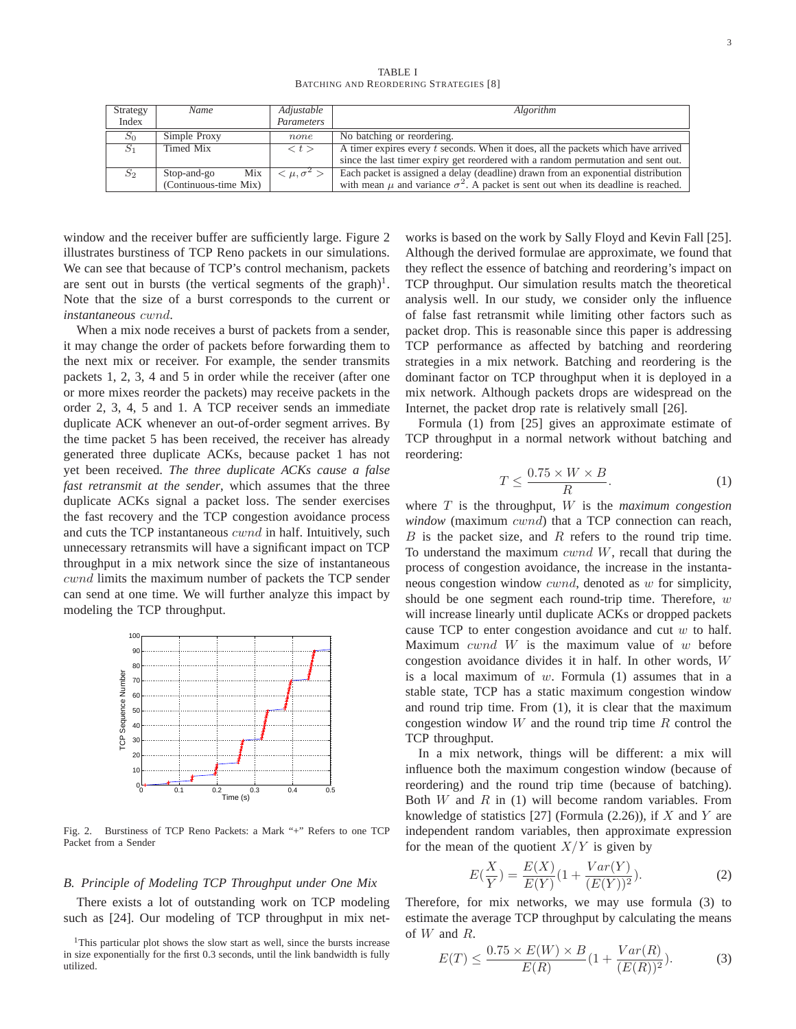TABLE I
BATCHING AND REORDERING STRATEGIES [8]

| Strategy Index | *Name* | *Adjustable Parameters* | *Algorithm* |
|---|---|---|---|
| $S_0$ | Simple Proxy | *none* | No batching or reordering. |
| $S_1$ | Timed Mix | $< t >$ | A timer expires every $t$ seconds. When it does, all the packets which have arrived since the last timer expiry get reordered with a random permutation and sent out. |
| $S_2$ | Stop-and-go Mix (Continuous-time Mix) | $< \mu, \sigma^2 >$ | Each packet is assigned a delay (deadline) drawn from an exponential distribution with mean $\mu$ and variance $\sigma^2$. A packet is sent out when its deadline is reached. |

window and the receiver buffer are sufficiently large. Figure 2 illustrates burstiness of TCP Reno packets in our simulations. We can see that because of TCP's control mechanism, packets are sent out in bursts (the vertical segments of the graph)[1]. Note that the size of a burst corresponds to the current or *instantaneous* $cwnd$.

When a mix node receives a burst of packets from a sender, it may change the order of packets before forwarding them to the next mix or receiver. For example, the sender transmits packets 1, 2, 3, 4 and 5 in order while the receiver (after one or more mixes reorder the packets) may receive packets in the order 2, 3, 4, 5 and 1. A TCP receiver sends an immediate duplicate ACK whenever an out-of-order segment arrives. By the time packet 5 has been received, the receiver has already generated three duplicate ACKs, because packet 1 has not yet been received. *The three duplicate ACKs cause a false fast retransmit at the sender*, which assumes that the three duplicate ACKs signal a packet loss. The sender exercises the fast recovery and the TCP congestion avoidance process and cuts the TCP instantaneous $cwnd$ in half. Intuitively, such unnecessary retransmits will have a significant impact on TCP throughput in a mix network since the size of instantaneous $cwnd$ limits the maximum number of packets the TCP sender can send at one time. We will further analyze this impact by modeling the TCP throughput.

Fig. 2. Burstiness of TCP Reno Packets: a Mark "+" Refers to one TCP Packet from a Sender

### B. Principle of Modeling TCP Throughput under One Mix

There exists a lot of outstanding work on TCP modeling such as [24]. Our modeling of TCP throughput in mix networks is based on the work by Sally Floyd and Kevin Fall [25]. Although the derived formulae are approximate, we found that they reflect the essence of batching and reordering's impact on TCP throughput. Our simulation results match the theoretical analysis well. In our study, we consider only the influence of false fast retransmit while limiting other factors such as packet drop. This is reasonable since this paper is addressing TCP performance as affected by batching and reordering strategies in a mix network. Batching and reordering is the dominant factor on TCP throughput when it is deployed in a mix network. Although packets drops are widespread on the Internet, the packet drop rate is relatively small [26].

Formula (1) from [25] gives an approximate estimate of TCP throughput in a normal network without batching and reordering:

$$T \leq \frac{0.75 \times W \times B}{R}. \tag{1}$$

where $T$ is the throughput, $W$ is the *maximum congestion window* (maximum $cwnd$) that a TCP connection can reach, $B$ is the packet size, and $R$ refers to the round trip time. To understand the maximum $cwnd$ $W$, recall that during the process of congestion avoidance, the increase in the instantaneous congestion window $cwnd$, denoted as $w$ for simplicity, should be one segment each round-trip time. Therefore, $w$ will increase linearly until duplicate ACKs or dropped packets cause TCP to enter congestion avoidance and cut $w$ to half. Maximum $cwnd$ $W$ is the maximum value of $w$ before congestion avoidance divides it in half. In other words, $W$ is a local maximum of $w$. Formula (1) assumes that in a stable state, TCP has a static maximum congestion window and round trip time. From (1), it is clear that the maximum congestion window $W$ and the round trip time $R$ control the TCP throughput.

In a mix network, things will be different: a mix will influence both the maximum congestion window (because of reordering) and the round trip time (because of batching). Both $W$ and $R$ in (1) will become random variables. From knowledge of statistics [27] (Formula (2.26)), if $X$ and $Y$ are independent random variables, then approximate expression for the mean of the quotient $X/Y$ is given by

$$E(\frac{X}{Y}) = \frac{E(X)}{E(Y)}(1 + \frac{Var(Y)}{(E(Y))^2}). \tag{2}$$

Therefore, for mix networks, we may use formula (3) to estimate the average TCP throughput by calculating the means of $W$ and $R$.

$$E(T) \leq \frac{0.75 \times E(W) \times B}{E(R)}(1 + \frac{Var(R)}{(E(R))^2}). \tag{3}$$

[1] This particular plot shows the slow start as well, since the bursts increase in size exponentially for the first 0.3 seconds, until the link bandwidth is fully utilized.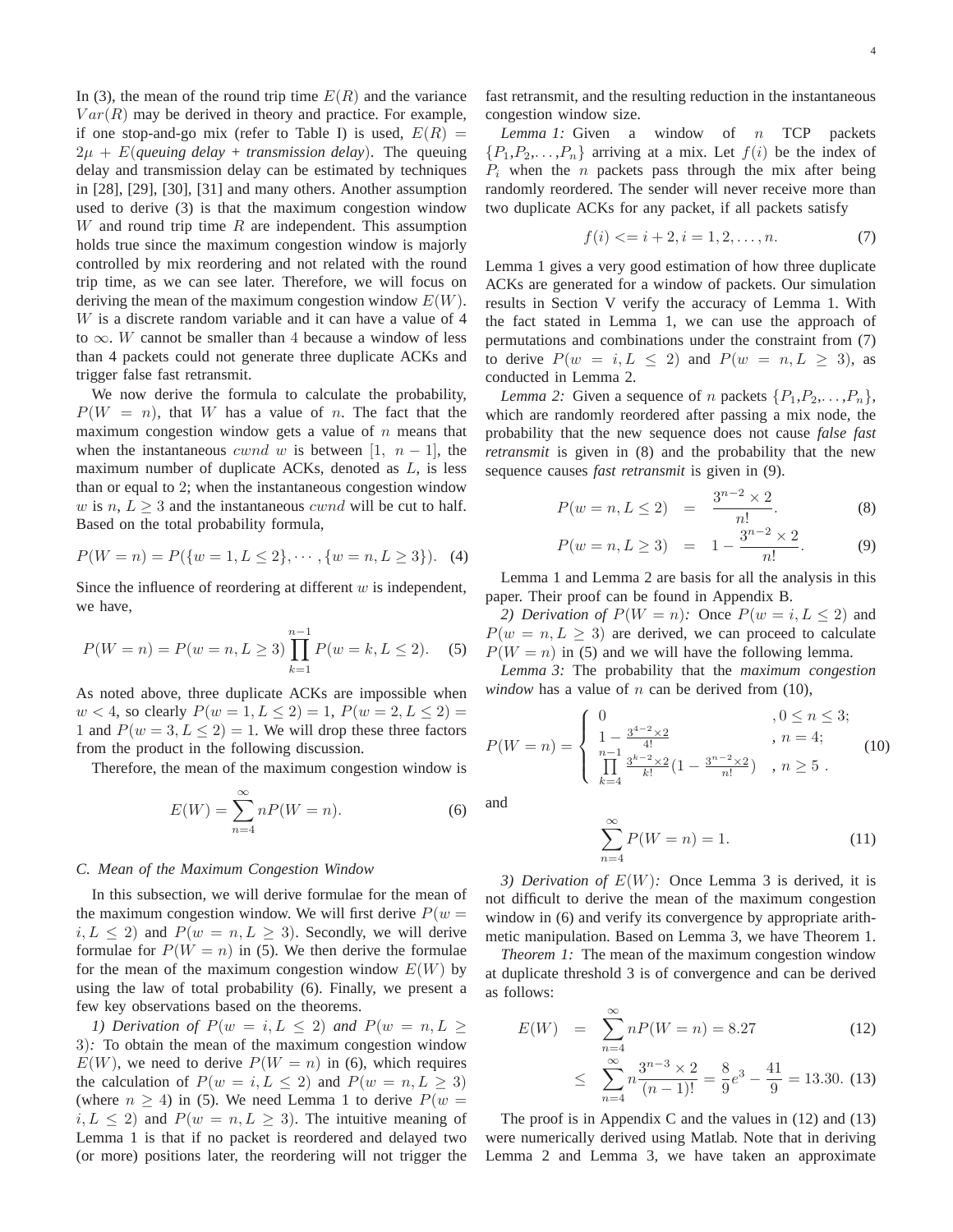In (3), the mean of the round trip time $E(R)$ and the variance $Var(R)$ may be derived in theory and practice. For example, if one stop-and-go mix (refer to Table I) is used, $E(R) = 2\mu + E(\textit{queuing delay + transmission delay})$. The queuing delay and transmission delay can be estimated by techniques in [28], [29], [30], [31] and many others. Another assumption used to derive (3) is that the maximum congestion window $W$ and round trip time $R$ are independent. This assumption holds true since the maximum congestion window is majorly controlled by mix reordering and not related with the round trip time, as we can see later. Therefore, we will focus on deriving the mean of the maximum congestion window $E(W)$. $W$ is a discrete random variable and it can have a value of 4 to $\infty$. $W$ cannot be smaller than 4 because a window of less than 4 packets could not generate three duplicate ACKs and trigger false fast retransmit.

We now derive the formula to calculate the probability, $P(W = n)$, that $W$ has a value of $n$. The fact that the maximum congestion window gets a value of $n$ means that when the instantaneous $cwnd$ $w$ is between $[1,\ n-1]$, the maximum number of duplicate ACKs, denoted as $L$, is less than or equal to 2; when the instantaneous congestion window $w$ is $n$, $L \geq 3$ and the instantaneous $cwnd$ will be cut to half. Based on the total probability formula,

$$P(W = n) = P(\{w = 1, L \leq 2\}, \cdots, \{w = n, L \geq 3\}). \quad (4)$$

Since the influence of reordering at different $w$ is independent, we have,

$$P(W = n) = P(w = n, L \geq 3) \prod_{k=1}^{n-1} P(w = k, L \leq 2). \quad (5)$$

As noted above, three duplicate ACKs are impossible when $w < 4$, so clearly $P(w = 1, L \leq 2) = 1$, $P(w = 2, L \leq 2) = 1$ and $P(w = 3, L \leq 2) = 1$. We will drop these three factors from the product in the following discussion.

Therefore, the mean of the maximum congestion window is

$$E(W) = \sum_{n=4}^{\infty} nP(W = n). \quad (6)$$

### C. Mean of the Maximum Congestion Window

In this subsection, we will derive formulae for the mean of the maximum congestion window. We will first derive $P(w = i, L \leq 2)$ and $P(w = n, L \geq 3)$. Secondly, we will derive formulae for $P(W = n)$ in (5). We then derive the formulae for the mean of the maximum congestion window $E(W)$ by using the law of total probability (6). Finally, we present a few key observations based on the theorems.

*1) Derivation of $P(w = i, L \leq 2)$ and $P(w = n, L \geq 3)$:* To obtain the mean of the maximum congestion window $E(W)$, we need to derive $P(W = n)$ in (6), which requires the calculation of $P(w = i, L \leq 2)$ and $P(w = n, L \geq 3)$ (where $n \geq 4$) in (5). We need Lemma 1 to derive $P(w = i, L \leq 2)$ and $P(w = n, L \geq 3)$. The intuitive meaning of Lemma 1 is that if no packet is reordered and delayed two (or more) positions later, the reordering will not trigger the fast retransmit, and the resulting reduction in the instantaneous congestion window size.

*Lemma 1:* Given a window of $n$ TCP packets $\{P_1, P_2, \ldots, P_n\}$ arriving at a mix. Let $f(i)$ be the index of $P_i$ when the $n$ packets pass through the mix after being randomly reordered. The sender will never receive more than two duplicate ACKs for any packet, if all packets satisfy

$$f(i) <= i + 2, i = 1, 2, \ldots, n. \quad (7)$$

Lemma 1 gives a very good estimation of how three duplicate ACKs are generated for a window of packets. Our simulation results in Section V verify the accuracy of Lemma 1. With the fact stated in Lemma 1, we can use the approach of permutations and combinations under the constraint from (7) to derive $P(w = i, L \leq 2)$ and $P(w = n, L \geq 3)$, as conducted in Lemma 2.

*Lemma 2:* Given a sequence of $n$ packets $\{P_1, P_2, \ldots, P_n\}$, which are randomly reordered after passing a mix node, the probability that the new sequence does not cause *false fast retransmit* is given in (8) and the probability that the new sequence causes *fast retransmit* is given in (9).

$$P(w = n, L \leq 2) = \frac{3^{n-2} \times 2}{n!}. \quad (8)$$

$$P(w = n, L \geq 3) = 1 - \frac{3^{n-2} \times 2}{n!}. \quad (9)$$

Lemma 1 and Lemma 2 are basis for all the analysis in this paper. Their proof can be found in Appendix B.

*2) Derivation of $P(W = n)$:* Once $P(w = i, L \leq 2)$ and $P(w = n, L \geq 3)$ are derived, we can proceed to calculate $P(W = n)$ in (5) and we will have the following lemma.

*Lemma 3:* The probability that the *maximum congestion window* has a value of $n$ can be derived from (10),

$$P(W = n) = \begin{cases} 0 & , 0 \leq n \leq 3; \\ 1 - \frac{3^{4-2} \times 2}{4!} & , n = 4; \\ \prod_{k=4}^{n-1} \frac{3^{k-2} \times 2}{k!}\left(1 - \frac{3^{n-2} \times 2}{n!}\right) & , n \geq 5 . \end{cases} \quad (10)$$

and

$$\sum_{n=4}^{\infty} P(W = n) = 1. \quad (11)$$

*3) Derivation of $E(W)$:* Once Lemma 3 is derived, it is not difficult to derive the mean of the maximum congestion window in (6) and verify its convergence by appropriate arithmetic manipulation. Based on Lemma 3, we have Theorem 1.

*Theorem 1:* The mean of the maximum congestion window at duplicate threshold 3 is of convergence and can be derived as follows:

$$E(W) = \sum_{n=4}^{\infty} nP(W = n) = 8.27 \quad (12)$$

$$\leq \sum_{n=4}^{\infty} n\frac{3^{n-3} \times 2}{(n-1)!} = \frac{8}{9}e^3 - \frac{41}{9} = 13.30. \quad (13)$$

The proof is in Appendix C and the values in (12) and (13) were numerically derived using Matlab. Note that in deriving Lemma 2 and Lemma 3, we have taken an approximate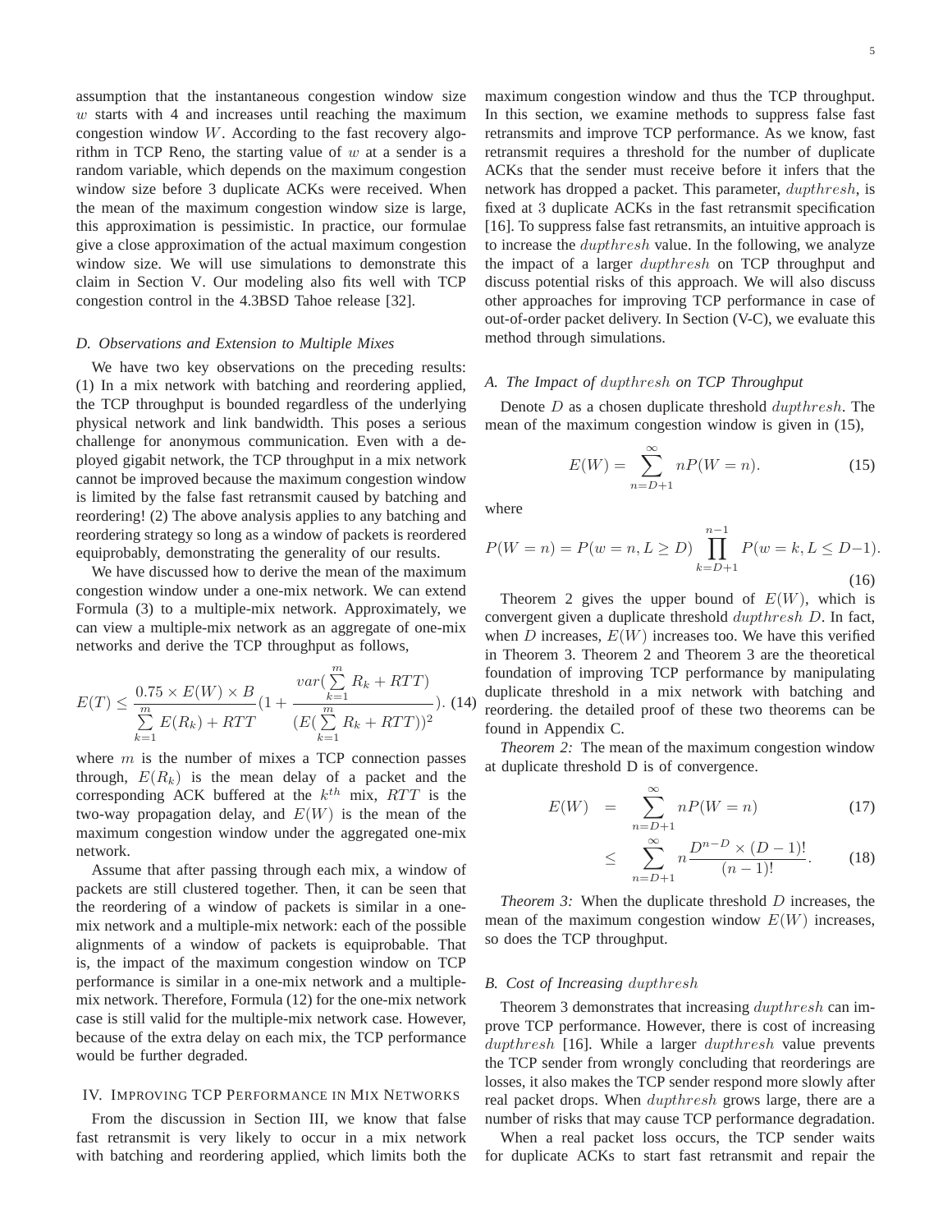assumption that the instantaneous congestion window size $w$ starts with 4 and increases until reaching the maximum congestion window $W$. According to the fast recovery algorithm in TCP Reno, the starting value of $w$ at a sender is a random variable, which depends on the maximum congestion window size before 3 duplicate ACKs were received. When the mean of the maximum congestion window size is large, this approximation is pessimistic. In practice, our formulae give a close approximation of the actual maximum congestion window size. We will use simulations to demonstrate this claim in Section V. Our modeling also fits well with TCP congestion control in the 4.3BSD Tahoe release [32].

### D. Observations and Extension to Multiple Mixes

We have two key observations on the preceding results: (1) In a mix network with batching and reordering applied, the TCP throughput is bounded regardless of the underlying physical network and link bandwidth. This poses a serious challenge for anonymous communication. Even with a deployed gigabit network, the TCP throughput in a mix network cannot be improved because the maximum congestion window is limited by the false fast retransmit caused by batching and reordering! (2) The above analysis applies to any batching and reordering strategy so long as a window of packets is reordered equiprobably, demonstrating the generality of our results.

We have discussed how to derive the mean of the maximum congestion window under a one-mix network. We can extend Formula (3) to a multiple-mix network. Approximately, we can view a multiple-mix network as an aggregate of one-mix networks and derive the TCP throughput as follows,

$$E(T) \leq \frac{0.75 \times E(W) \times B}{\sum_{k=1}^{m} E(R_k) + RTT}\left(1 + \frac{var(\sum_{k=1}^{m} R_k + RTT)}{(E(\sum_{k=1}^{m} R_k + RTT))^2}\right). \quad (14)$$

where $m$ is the number of mixes a TCP connection passes through, $E(R_k)$ is the mean delay of a packet and the corresponding ACK buffered at the $k^{th}$ mix, $RTT$ is the two-way propagation delay, and $E(W)$ is the mean of the maximum congestion window under the aggregated one-mix network.

Assume that after passing through each mix, a window of packets are still clustered together. Then, it can be seen that the reordering of a window of packets is similar in a one-mix network and a multiple-mix network: each of the possible alignments of a window of packets is equiprobable. That is, the impact of the maximum congestion window on TCP performance is similar in a one-mix network and a multiple-mix network. Therefore, Formula (12) for the one-mix network case is still valid for the multiple-mix network case. However, because of the extra delay on each mix, the TCP performance would be further degraded.

## IV. Improving TCP Performance in Mix Networks

From the discussion in Section III, we know that false fast retransmit is very likely to occur in a mix network with batching and reordering applied, which limits both the maximum congestion window and thus the TCP throughput. In this section, we examine methods to suppress false fast retransmits and improve TCP performance. As we know, fast retransmit requires a threshold for the number of duplicate ACKs that the sender must receive before it infers that the network has dropped a packet. This parameter, $dupthresh$, is fixed at 3 duplicate ACKs in the fast retransmit specification [16]. To suppress false fast retransmits, an intuitive approach is to increase the $dupthresh$ value. In the following, we analyze the impact of a larger $dupthresh$ on TCP throughput and discuss potential risks of this approach. We will also discuss other approaches for improving TCP performance in case of out-of-order packet delivery. In Section (V-C), we evaluate this method through simulations.

### A. The Impact of $dupthresh$ on TCP Throughput

Denote $D$ as a chosen duplicate threshold $dupthresh$. The mean of the maximum congestion window is given in (15),

$$E(W) = \sum_{n=D+1}^{\infty} nP(W = n). \quad (15)$$

where

$$P(W = n) = P(w = n, L \geq D) \prod_{k=D+1}^{n-1} P(w = k, L \leq D-1). \quad (16)$$

Theorem 2 gives the upper bound of $E(W)$, which is convergent given a duplicate threshold $dupthresh$ $D$. In fact, when $D$ increases, $E(W)$ increases too. We have this verified in Theorem 3. Theorem 2 and Theorem 3 are the theoretical foundation of improving TCP performance by manipulating duplicate threshold in a mix network with batching and reordering. the detailed proof of these two theorems can be found in Appendix C.

*Theorem 2:* The mean of the maximum congestion window at duplicate threshold D is of convergence.

$$E(W) = \sum_{n=D+1}^{\infty} nP(W = n) \quad (17)$$

$$\leq \sum_{n=D+1}^{\infty} n\frac{D^{n-D} \times (D-1)!}{(n-1)!}. \quad (18)$$

*Theorem 3:* When the duplicate threshold $D$ increases, the mean of the maximum congestion window $E(W)$ increases, so does the TCP throughput.

### B. Cost of Increasing $dupthresh$

Theorem 3 demonstrates that increasing $dupthresh$ can improve TCP performance. However, there is cost of increasing $dupthresh$ [16]. While a larger $dupthresh$ value prevents the TCP sender from wrongly concluding that reorderings are losses, it also makes the TCP sender respond more slowly after real packet drops. When $dupthresh$ grows large, there are a number of risks that may cause TCP performance degradation.

When a real packet loss occurs, the TCP sender waits for duplicate ACKs to start fast retransmit and repair the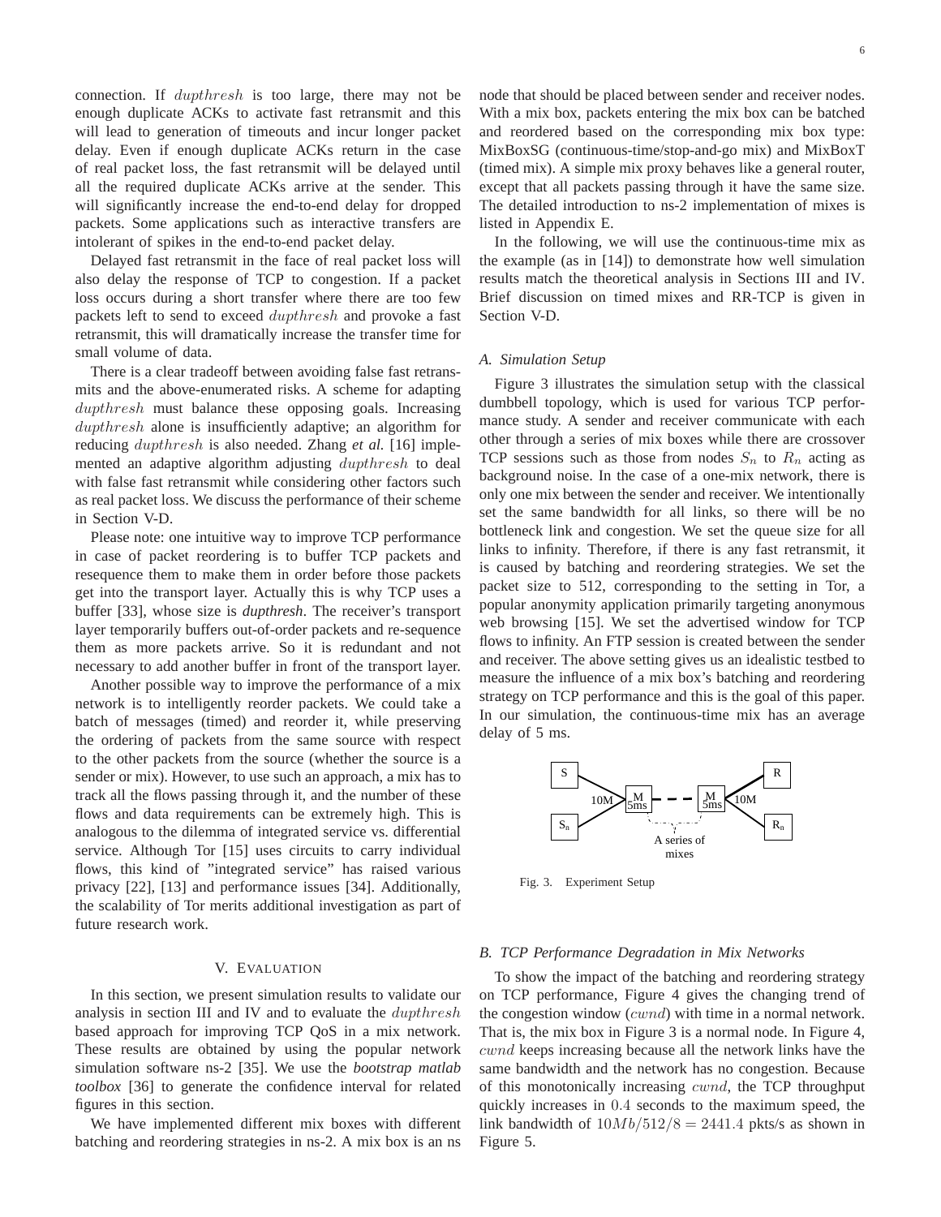connection. If $dupthresh$ is too large, there may not be enough duplicate ACKs to activate fast retransmit and this will lead to generation of timeouts and incur longer packet delay. Even if enough duplicate ACKs return in the case of real packet loss, the fast retransmit will be delayed until all the required duplicate ACKs arrive at the sender. This will significantly increase the end-to-end delay for dropped packets. Some applications such as interactive transfers are intolerant of spikes in the end-to-end packet delay.

Delayed fast retransmit in the face of real packet loss will also delay the response of TCP to congestion. If a packet loss occurs during a short transfer where there are too few packets left to send to exceed $dupthresh$ and provoke a fast retransmit, this will dramatically increase the transfer time for small volume of data.

There is a clear tradeoff between avoiding false fast retransmits and the above-enumerated risks. A scheme for adapting $dupthresh$ must balance these opposing goals. Increasing $dupthresh$ alone is insufficiently adaptive; an algorithm for reducing $dupthresh$ is also needed. Zhang *et al.* [16] implemented an adaptive algorithm adjusting $dupthresh$ to deal with false fast retransmit while considering other factors such as real packet loss. We discuss the performance of their scheme in Section V-D.

Please note: one intuitive way to improve TCP performance in case of packet reordering is to buffer TCP packets and resequence them to make them in order before those packets get into the transport layer. Actually this is why TCP uses a buffer [33], whose size is *dupthresh*. The receiver's transport layer temporarily buffers out-of-order packets and re-sequence them as more packets arrive. So it is redundant and not necessary to add another buffer in front of the transport layer.

Another possible way to improve the performance of a mix network is to intelligently reorder packets. We could take a batch of messages (timed) and reorder it, while preserving the ordering of packets from the same source with respect to the other packets from the source (whether the source is a sender or mix). However, to use such an approach, a mix has to track all the flows passing through it, and the number of these flows and data requirements can be extremely high. This is analogous to the dilemma of integrated service vs. differential service. Although Tor [15] uses circuits to carry individual flows, this kind of "integrated service" has raised various privacy [22], [13] and performance issues [34]. Additionally, the scalability of Tor merits additional investigation as part of future research work.

## V. Evaluation

In this section, we present simulation results to validate our analysis in section III and IV and to evaluate the $dupthresh$ based approach for improving TCP QoS in a mix network. These results are obtained by using the popular network simulation software ns-2 [35]. We use the *bootstrap matlab toolbox* [36] to generate the confidence interval for related figures in this section.

We have implemented different mix boxes with different batching and reordering strategies in ns-2. A mix box is an ns node that should be placed between sender and receiver nodes. With a mix box, packets entering the mix box can be batched and reordered based on the corresponding mix box type: MixBoxSG (continuous-time/stop-and-go mix) and MixBoxT (timed mix). A simple mix proxy behaves like a general router, except that all packets passing through it have the same size. The detailed introduction to ns-2 implementation of mixes is listed in Appendix E.

In the following, we will use the continuous-time mix as the example (as in [14]) to demonstrate how well simulation results match the theoretical analysis in Sections III and IV. Brief discussion on timed mixes and RR-TCP is given in Section V-D.

### A. Simulation Setup

Figure 3 illustrates the simulation setup with the classical dumbbell topology, which is used for various TCP performance study. A sender and receiver communicate with each other through a series of mix boxes while there are crossover TCP sessions such as those from nodes $S_n$ to $R_n$ acting as background noise. In the case of a one-mix network, there is only one mix between the sender and receiver. We intentionally set the same bandwidth for all links, so there will be no bottleneck link and congestion. We set the queue size for all links to infinity. Therefore, if there is any fast retransmit, it is caused by batching and reordering strategies. We set the packet size to 512, corresponding to the setting in Tor, a popular anonymity application primarily targeting anonymous web browsing [15]. We set the advertised window for TCP flows to infinity. An FTP session is created between the sender and receiver. The above setting gives us an idealistic testbed to measure the influence of a mix box's batching and reordering strategy on TCP performance and this is the goal of this paper. In our simulation, the continuous-time mix has an average delay of 5 ms.

Fig. 3. Experiment Setup

### B. TCP Performance Degradation in Mix Networks

To show the impact of the batching and reordering strategy on TCP performance, Figure 4 gives the changing trend of the congestion window ($cwnd$) with time in a normal network. That is, the mix box in Figure 3 is a normal node. In Figure 4, $cwnd$ keeps increasing because all the network links have the same bandwidth and the network has no congestion. Because of this monotonically increasing $cwnd$, the TCP throughput quickly increases in $0.4$ seconds to the maximum speed, the link bandwidth of $10Mb/512/8 = 2441.4$ pkts/s as shown in Figure 5.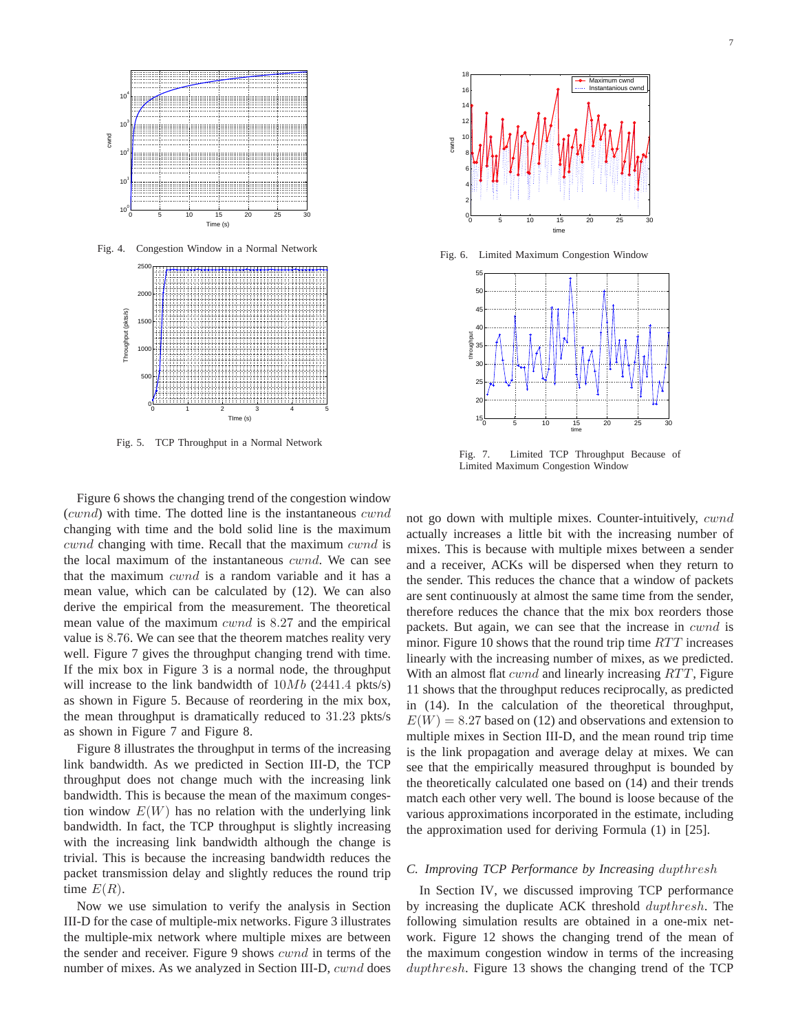Fig. 4. Congestion Window in a Normal Network

Fig. 5. TCP Throughput in a Normal Network

Fig. 6. Limited Maximum Congestion Window

Fig. 7. Limited TCP Throughput Because of Limited Maximum Congestion Window

Figure 6 shows the changing trend of the congestion window ($cwnd$) with time. The dotted line is the instantaneous $cwnd$ changing with time and the bold solid line is the maximum $cwnd$ changing with time. Recall that the maximum $cwnd$ is the local maximum of the instantaneous $cwnd$. We can see that the maximum $cwnd$ is a random variable and it has a mean value, which can be calculated by (12). We can also derive the empirical from the measurement. The theoretical mean value of the maximum $cwnd$ is $8.27$ and the empirical value is $8.76$. We can see that the theorem matches reality very well. Figure 7 gives the throughput changing trend with time. If the mix box in Figure 3 is a normal node, the throughput will increase to the link bandwidth of $10Mb$ ($2441.4$ pkts/s) as shown in Figure 5. Because of reordering in the mix box, the mean throughput is dramatically reduced to $31.23$ pkts/s as shown in Figure 7 and Figure 8.

Figure 8 illustrates the throughput in terms of the increasing link bandwidth. As we predicted in Section III-D, the TCP throughput does not change much with the increasing link bandwidth. This is because the mean of the maximum congestion window $E(W)$ has no relation with the underlying link bandwidth. In fact, the TCP throughput is slightly increasing with the increasing link bandwidth although the change is trivial. This is because the increasing bandwidth reduces the packet transmission delay and slightly reduces the round trip time $E(R)$.

Now we use simulation to verify the analysis in Section III-D for the case of multiple-mix networks. Figure 3 illustrates the multiple-mix network where multiple mixes are between the sender and receiver. Figure 9 shows $cwnd$ in terms of the number of mixes. As we analyzed in Section III-D, $cwnd$ does not go down with multiple mixes. Counter-intuitively, $cwnd$ actually increases a little bit with the increasing number of mixes. This is because with multiple mixes between a sender and a receiver, ACKs will be dispersed when they return to the sender. This reduces the chance that a window of packets are sent continuously at almost the same time from the sender, therefore reduces the chance that the mix box reorders those packets. But again, we can see that the increase in $cwnd$ is minor. Figure 10 shows that the round trip time $RTT$ increases linearly with the increasing number of mixes, as we predicted. With an almost flat $cwnd$ and linearly increasing $RTT$, Figure 11 shows that the throughput reduces reciprocally, as predicted in (14). In the calculation of the theoretical throughput, $E(W) = 8.27$ based on (12) and observations and extension to multiple mixes in Section III-D, and the mean round trip time is the link propagation and average delay at mixes. We can see that the empirically measured throughput is bounded by the theoretically calculated one based on (14) and their trends match each other very well. The bound is loose because of the various approximations incorporated in the estimate, including the approximation used for deriving Formula (1) in [25].

### C. Improving TCP Performance by Increasing $dupthresh$

In Section IV, we discussed improving TCP performance by increasing the duplicate ACK threshold $dupthresh$. The following simulation results are obtained in a one-mix network. Figure 12 shows the changing trend of the mean of the maximum congestion window in terms of the increasing $dupthresh$. Figure 13 shows the changing trend of the TCP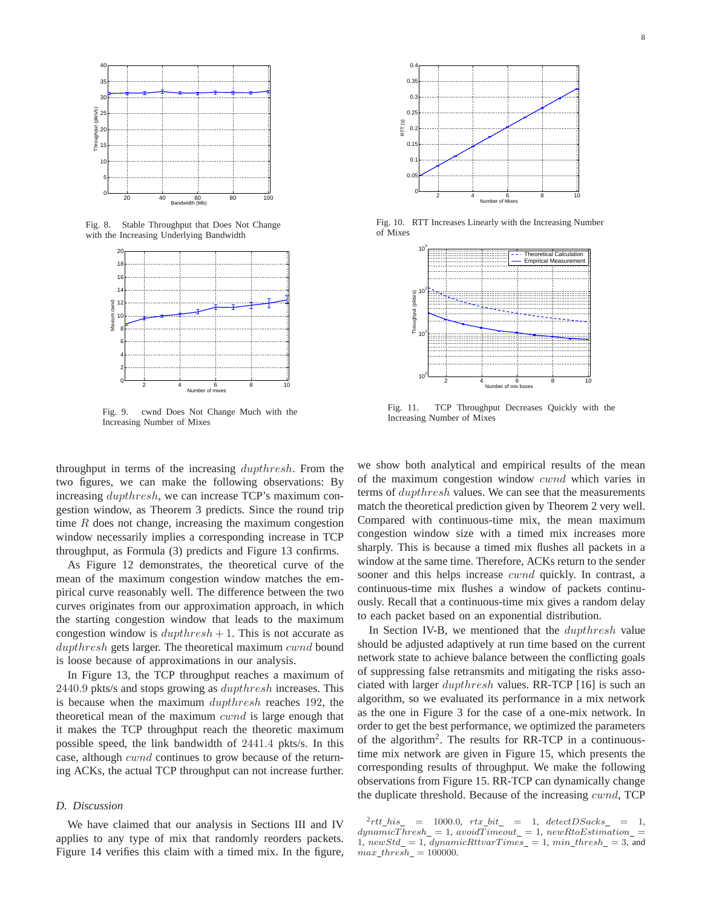Fig. 8. Stable Throughput that Does Not Change with the Increasing Underlying Bandwidth

Fig. 9. cwnd Does Not Change Much with the Increasing Number of Mixes

Fig. 10. RTT Increases Linearly with the Increasing Number of Mixes

Fig. 11. TCP Throughput Decreases Quickly with the Increasing Number of Mixes

throughput in terms of the increasing $dupthresh$. From the two figures, we can make the following observations: By increasing $dupthresh$, we can increase TCP's maximum congestion window, as Theorem 3 predicts. Since the round trip time $R$ does not change, increasing the maximum congestion window necessarily implies a corresponding increase in TCP throughput, as Formula (3) predicts and Figure 13 confirms.

As Figure 12 demonstrates, the theoretical curve of the mean of the maximum congestion window matches the empirical curve reasonably well. The difference between the two curves originates from our approximation approach, in which the starting congestion window that leads to the maximum congestion window is $dupthresh + 1$. This is not accurate as $dupthresh$ gets larger. The theoretical maximum $cwnd$ bound is loose because of approximations in our analysis.

In Figure 13, the TCP throughput reaches a maximum of $2440.9$ pkts/s and stops growing as $dupthresh$ increases. This is because when the maximum $dupthresh$ reaches $192$, the theoretical mean of the maximum $cwnd$ is large enough that it makes the TCP throughput reach the theoretic maximum possible speed, the link bandwidth of $2441.4$ pkts/s. In this case, although $cwnd$ continues to grow because of the returning ACKs, the actual TCP throughput can not increase further.

### D. Discussion

We have claimed that our analysis in Sections III and IV applies to any type of mix that randomly reorders packets. Figure 14 verifies this claim with a timed mix. In the figure, we show both analytical and empirical results of the mean of the maximum congestion window $cwnd$ which varies in terms of $dupthresh$ values. We can see that the measurements match the theoretical prediction given by Theorem 2 very well. Compared with continuous-time mix, the mean maximum congestion window size with a timed mix increases more sharply. This is because a timed mix flushes all packets in a window at the same time. Therefore, ACKs return to the sender sooner and this helps increase $cwnd$ quickly. In contrast, a continuous-time mix flushes a window of packets continuously. Recall that a continuous-time mix gives a random delay to each packet based on an exponential distribution.

In Section IV-B, we mentioned that the $dupthresh$ value should be adjusted adaptively at run time based on the current network state to achieve balance between the conflicting goals of suppressing false retransmits and mitigating the risks associated with larger $dupthresh$ values. RR-TCP [16] is such an algorithm, so we evaluated its performance in a mix network as the one in Figure 3 for the case of a one-mix network. In order to get the best performance, we optimized the parameters of the algorithm[2]. The results for RR-TCP in a continuous-time mix network are given in Figure 15, which presents the corresponding results of throughput. We make the following observations from Figure 15. RR-TCP can dynamically change the duplicate threshold. Because of the increasing $cwnd$, TCP

[2] $rtt\_his\_ = 1000.0$, $rtx\_bit\_ = 1$, $detectDSacks\_ = 1$, $dynamicThresh\_ = 1$, $avoidTimeout\_ = 1$, $newRtoEstimation\_ = 1$, $newStd\_ = 1$, $dynamicRttvarTimes\_ = 1$, $min\_thresh\_ = 3$, and $max\_thresh\_ = 100000$.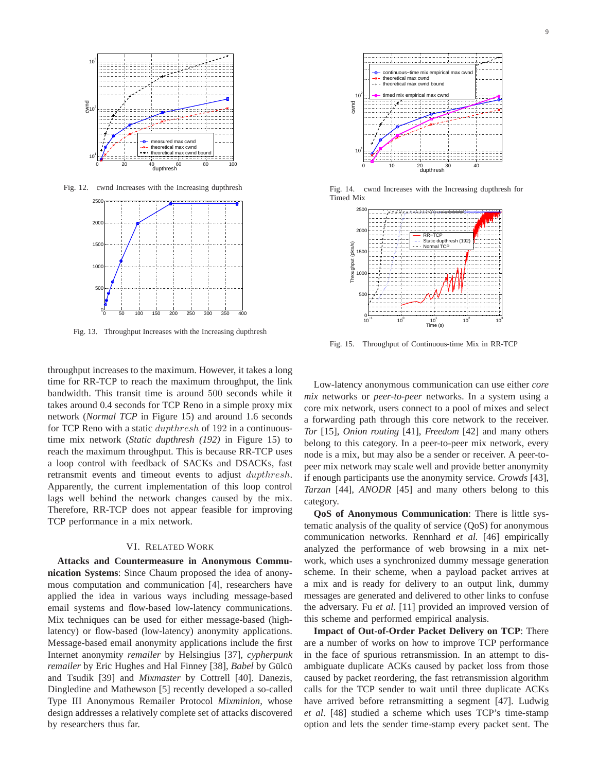Fig. 12. cwnd Increases with the Increasing dupthresh

Fig. 13. Throughput Increases with the Increasing dupthresh

Fig. 14. cwnd Increases with the Increasing dupthresh for Timed Mix

Fig. 15. Throughput of Continuous-time Mix in RR-TCP

throughput increases to the maximum. However, it takes a long time for RR-TCP to reach the maximum throughput, the link bandwidth. This transit time is around 500 seconds while it takes around 0.4 seconds for TCP Reno in a simple proxy mix network (*Normal TCP* in Figure 15) and around 1.6 seconds for TCP Reno with a static $dupthresh$ of 192 in a continuous-time mix network (*Static dupthresh (192)* in Figure 15) to reach the maximum throughput. This is because RR-TCP uses a loop control with feedback of SACKs and DSACKs, fast retransmit events and timeout events to adjust $dupthresh$. Apparently, the current implementation of this loop control lags well behind the network changes caused by the mix. Therefore, RR-TCP does not appear feasible for improving TCP performance in a mix network.

## VI. Related Work

**Attacks and Countermeasure in Anonymous Communication Systems**: Since Chaum proposed the idea of anonymous computation and communication [4], researchers have applied the idea in various ways including message-based email systems and flow-based low-latency communications. Mix techniques can be used for either message-based (high-latency) or flow-based (low-latency) anonymity applications. Message-based email anonymity applications include the first Internet anonymity *remailer* by Helsingius [37], *cypherpunk remailer* by Eric Hughes and Hal Finney [38], *Babel* by Gülcü and Tsudik [39] and *Mixmaster* by Cottrell [40]. Danezis, Dingledine and Mathewson [5] recently developed a so-called Type III Anonymous Remailer Protocol *Mixminion*, whose design addresses a relatively complete set of attacks discovered by researchers thus far.

Low-latency anonymous communication can use either *core mix* networks or *peer-to-peer* networks. In a system using a core mix network, users connect to a pool of mixes and select a forwarding path through this core network to the receiver. *Tor* [15], *Onion routing* [41], *Freedom* [42] and many others belong to this category. In a peer-to-peer mix network, every node is a mix, but may also be a sender or receiver. A peer-to-peer mix network may scale well and provide better anonymity if enough participants use the anonymity service. *Crowds* [43], *Tarzan* [44], *ANODR* [45] and many others belong to this category.

**QoS of Anonymous Communication**: There is little systematic analysis of the quality of service (QoS) for anonymous communication networks. Rennhard *et al.* [46] empirically analyzed the performance of web browsing in a mix network, which uses a synchronized dummy message generation scheme. In their scheme, when a payload packet arrives at a mix and is ready for delivery to an output link, dummy messages are generated and delivered to other links to confuse the adversary. Fu *et al*. [11] provided an improved version of this scheme and performed empirical analysis.

**Impact of Out-of-Order Packet Delivery on TCP**: There are a number of works on how to improve TCP performance in the face of spurious retransmission. In an attempt to disambiguate duplicate ACKs caused by packet loss from those caused by packet reordering, the fast retransmission algorithm calls for the TCP sender to wait until three duplicate ACKs have arrived before retransmitting a segment [47]. Ludwig *et al*. [48] studied a scheme which uses TCP's time-stamp option and lets the sender time-stamp every packet sent. The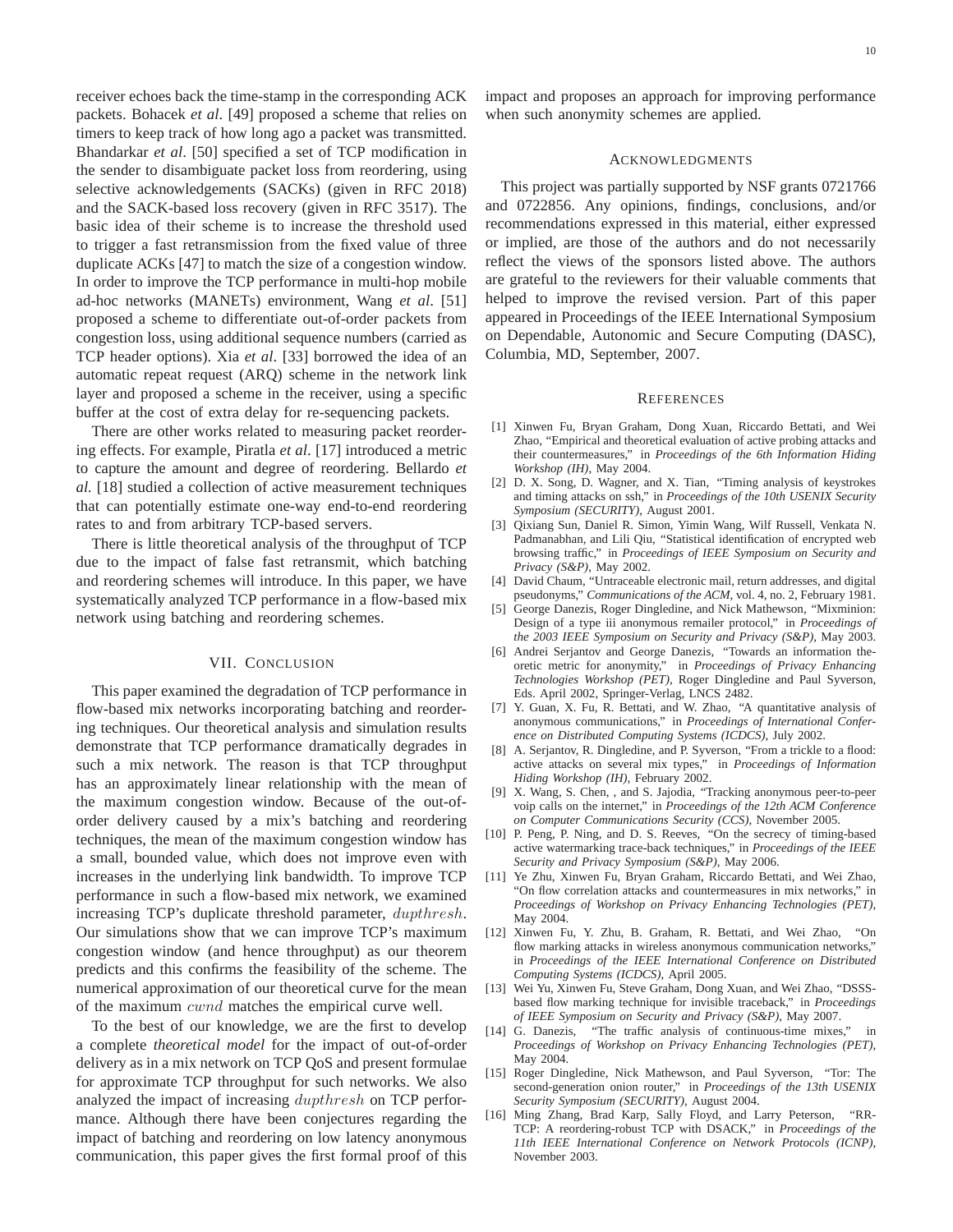receiver echoes back the time-stamp in the corresponding ACK packets. Bohacek *et al*. [49] proposed a scheme that relies on timers to keep track of how long ago a packet was transmitted. Bhandarkar *et al*. [50] specified a set of TCP modification in the sender to disambiguate packet loss from reordering, using selective acknowledgements (SACKs) (given in RFC 2018) and the SACK-based loss recovery (given in RFC 3517). The basic idea of their scheme is to increase the threshold used to trigger a fast retransmission from the fixed value of three duplicate ACKs [47] to match the size of a congestion window. In order to improve the TCP performance in multi-hop mobile ad-hoc networks (MANETs) environment, Wang *et al*. [51] proposed a scheme to differentiate out-of-order packets from congestion loss, using additional sequence numbers (carried as TCP header options). Xia *et al*. [33] borrowed the idea of an automatic repeat request (ARQ) scheme in the network link layer and proposed a scheme in the receiver, using a specific buffer at the cost of extra delay for re-sequencing packets.

There are other works related to measuring packet reordering effects. For example, Piratla *et al*. [17] introduced a metric to capture the amount and degree of reordering. Bellardo *et al.* [18] studied a collection of active measurement techniques that can potentially estimate one-way end-to-end reordering rates to and from arbitrary TCP-based servers.

There is little theoretical analysis of the throughput of TCP due to the impact of false fast retransmit, which batching and reordering schemes will introduce. In this paper, we have systematically analyzed TCP performance in a flow-based mix network using batching and reordering schemes.

## VII. Conclusion

This paper examined the degradation of TCP performance in flow-based mix networks incorporating batching and reordering techniques. Our theoretical analysis and simulation results demonstrate that TCP performance dramatically degrades in such a mix network. The reason is that TCP throughput has an approximately linear relationship with the mean of the maximum congestion window. Because of the out-of-order delivery caused by a mix's batching and reordering techniques, the mean of the maximum congestion window has a small, bounded value, which does not improve even with increases in the underlying link bandwidth. To improve TCP performance in such a flow-based mix network, we examined increasing TCP's duplicate threshold parameter, $dupthresh$. Our simulations show that we can improve TCP's maximum congestion window (and hence throughput) as our theorem predicts and this confirms the feasibility of the scheme. The numerical approximation of our theoretical curve for the mean of the maximum $cwnd$ matches the empirical curve well.

To the best of our knowledge, we are the first to develop a complete *theoretical model* for the impact of out-of-order delivery as in a mix network on TCP QoS and present formulae for approximate TCP throughput for such networks. We also analyzed the impact of increasing $dupthresh$ on TCP performance. Although there have been conjectures regarding the impact of batching and reordering on low latency anonymous communication, this paper gives the first formal proof of this impact and proposes an approach for improving performance when such anonymity schemes are applied.

## Acknowledgments

This project was partially supported by NSF grants 0721766 and 0722856. Any opinions, findings, conclusions, and/or recommendations expressed in this material, either expressed or implied, are those of the authors and do not necessarily reflect the views of the sponsors listed above. The authors are grateful to the reviewers for their valuable comments that helped to improve the revised version. Part of this paper appeared in Proceedings of the IEEE International Symposium on Dependable, Autonomic and Secure Computing (DASC), Columbia, MD, September, 2007.

## References

[1] Xinwen Fu, Bryan Graham, Dong Xuan, Riccardo Bettati, and Wei Zhao, "Empirical and theoretical evaluation of active probing attacks and their countermeasures," in *Proceedings of the 6th Information Hiding Workshop (IH)*, May 2004.

[2] D. X. Song, D. Wagner, and X. Tian, "Timing analysis of keystrokes and timing attacks on ssh," in *Proceedings of the 10th USENIX Security Symposium (SECURITY)*, August 2001.

[3] Qixiang Sun, Daniel R. Simon, Yimin Wang, Wilf Russell, Venkata N. Padmanabhan, and Lili Qiu, "Statistical identification of encrypted web browsing traffic," in *Proceedings of IEEE Symposium on Security and Privacy (S&P)*, May 2002.

[4] David Chaum, "Untraceable electronic mail, return addresses, and digital pseudonyms," *Communications of the ACM*, vol. 4, no. 2, February 1981.

[5] George Danezis, Roger Dingledine, and Nick Mathewson, "Mixminion: Design of a type iii anonymous remailer protocol," in *Proceedings of the 2003 IEEE Symposium on Security and Privacy (S&P)*, May 2003.

[6] Andrei Serjantov and George Danezis, "Towards an information theoretic metric for anonymity," in *Proceedings of Privacy Enhancing Technologies Workshop (PET)*, Roger Dingledine and Paul Syverson, Eds. April 2002, Springer-Verlag, LNCS 2482.

[7] Y. Guan, X. Fu, R. Bettati, and W. Zhao, "A quantitative analysis of anonymous communications," in *Proceedings of International Conference on Distributed Computing Systems (ICDCS)*, July 2002.

[8] A. Serjantov, R. Dingledine, and P. Syverson, "From a trickle to a flood: active attacks on several mix types," in *Proceedings of Information Hiding Workshop (IH)*, February 2002.

[9] X. Wang, S. Chen, , and S. Jajodia, "Tracking anonymous peer-to-peer voip calls on the internet," in *Proceedings of the 12th ACM Conference on Computer Communications Security (CCS)*, November 2005.

[10] P. Peng, P. Ning, and D. S. Reeves, "On the secrecy of timing-based active watermarking trace-back techniques," in *Proceedings of the IEEE Security and Privacy Symposium (S&P)*, May 2006.

[11] Ye Zhu, Xinwen Fu, Bryan Graham, Riccardo Bettati, and Wei Zhao, "On flow correlation attacks and countermeasures in mix networks," in *Proceedings of Workshop on Privacy Enhancing Technologies (PET)*, May 2004.

[12] Xinwen Fu, Y. Zhu, B. Graham, R. Bettati, and Wei Zhao, "On flow marking attacks in wireless anonymous communication networks," in *Proceedings of the IEEE International Conference on Distributed Computing Systems (ICDCS)*, April 2005.

[13] Wei Yu, Xinwen Fu, Steve Graham, Dong Xuan, and Wei Zhao, "DSSS-based flow marking technique for invisible traceback," in *Proceedings of IEEE Symposium on Security and Privacy (S&P)*, May 2007.

[14] G. Danezis, "The traffic analysis of continuous-time mixes," in *Proceedings of Workshop on Privacy Enhancing Technologies (PET)*, May 2004.

[15] Roger Dingledine, Nick Mathewson, and Paul Syverson, "Tor: The second-generation onion router," in *Proceedings of the 13th USENIX Security Symposium (SECURITY)*, August 2004.

[16] Ming Zhang, Brad Karp, Sally Floyd, and Larry Peterson, "RR-TCP: A reordering-robust TCP with DSACK," in *Proceedings of the 11th IEEE International Conference on Network Protocols (ICNP)*, November 2003.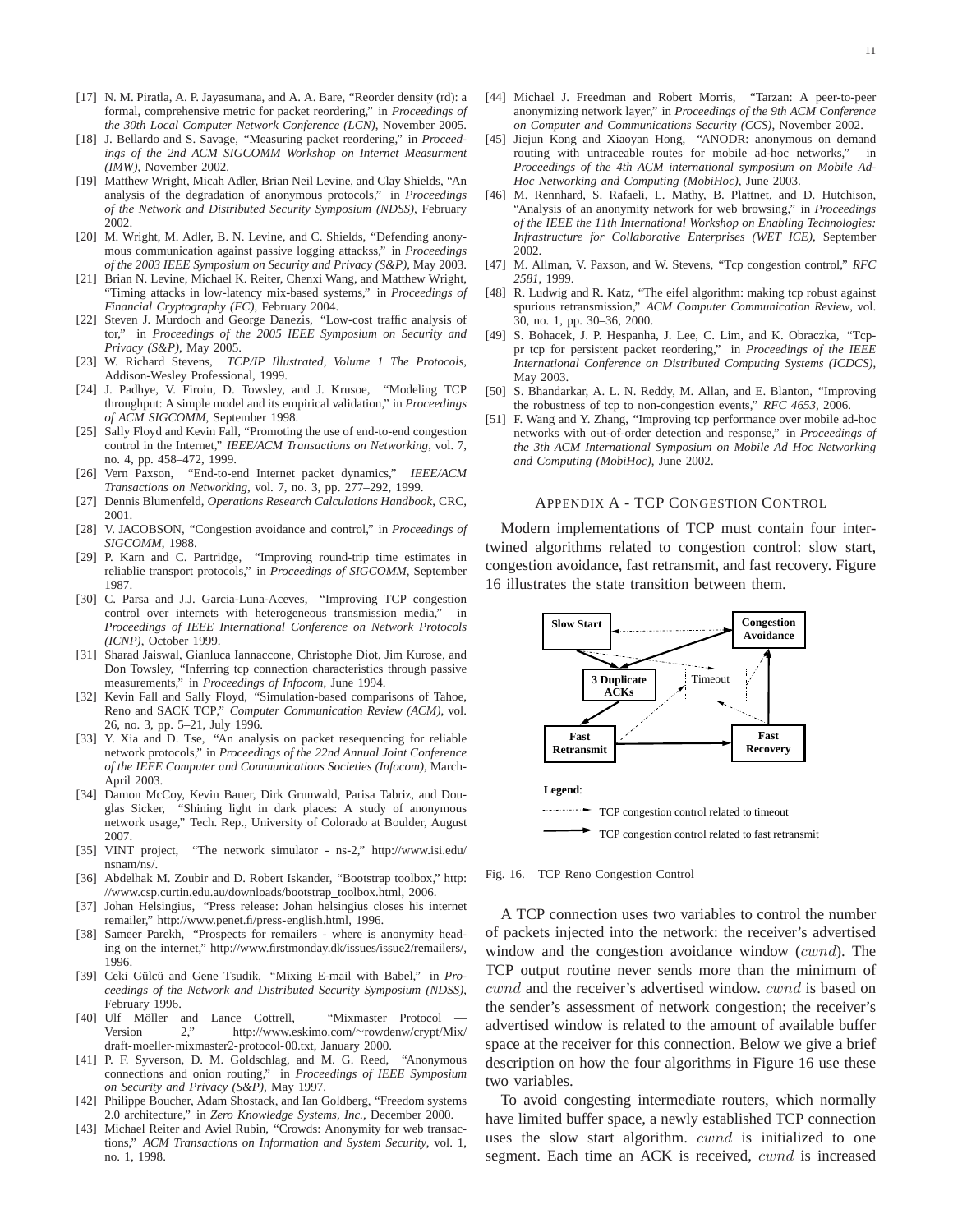[17] N. M. Piratla, A. P. Jayasumana, and A. A. Bare, "Reorder density (rd): a formal, comprehensive metric for packet reordering," in *Proceedings of the 30th Local Computer Network Conference (LCN)*, November 2005.

[18] J. Bellardo and S. Savage, "Measuring packet reordering," in *Proceedings of the 2nd ACM SIGCOMM Workshop on Internet Measurment (IMW)*, November 2002.

[19] Matthew Wright, Micah Adler, Brian Neil Levine, and Clay Shields, "An analysis of the degradation of anonymous protocols," in *Proceedings of the Network and Distributed Security Symposium (NDSS)*, February 2002.

[20] M. Wright, M. Adler, B. N. Levine, and C. Shields, "Defending anonymous communication against passive logging attackss," in *Proceedings of the 2003 IEEE Symposium on Security and Privacy (S&P)*, May 2003.

[21] Brian N. Levine, Michael K. Reiter, Chenxi Wang, and Matthew Wright, "Timing attacks in low-latency mix-based systems," in *Proceedings of Financial Cryptography (FC)*, February 2004.

[22] Steven J. Murdoch and George Danezis, "Low-cost traffic analysis of tor," in *Proceedings of the 2005 IEEE Symposium on Security and Privacy (S&P)*, May 2005.

[23] W. Richard Stevens, *TCP/IP Illustrated, Volume 1 The Protocols*, Addison-Wesley Professional, 1999.

[24] J. Padhye, V. Firoiu, D. Towsley, and J. Krusoe, "Modeling TCP throughput: A simple model and its empirical validation," in *Proceedings of ACM SIGCOMM*, September 1998.

[25] Sally Floyd and Kevin Fall, "Promoting the use of end-to-end congestion control in the Internet," *IEEE/ACM Transactions on Networking*, vol. 7, no. 4, pp. 458–472, 1999.

[26] Vern Paxson, "End-to-end Internet packet dynamics," *IEEE/ACM Transactions on Networking*, vol. 7, no. 3, pp. 277–292, 1999.

[27] Dennis Blumenfeld, *Operations Research Calculations Handbook*, CRC, 2001.

[28] V. JACOBSON, "Congestion avoidance and control," in *Proceedings of SIGCOMM*, 1988.

[29] P. Karn and C. Partridge, "Improving round-trip time estimates in reliablie transport protocols," in *Proceedings of SIGCOMM*, September 1987.

[30] C. Parsa and J.J. Garcia-Luna-Aceves, "Improving TCP congestion control over internets with heterogeneous transmission media," in *Proceedings of IEEE International Conference on Network Protocols (ICNP)*, October 1999.

[31] Sharad Jaiswal, Gianluca Iannaccone, Christophe Diot, Jim Kurose, and Don Towsley, "Inferring tcp connection characteristics through passive measurements," in *Proceedings of Infocom*, June 1994.

[32] Kevin Fall and Sally Floyd, "Simulation-based comparisons of Tahoe, Reno and SACK TCP," *Computer Communication Review (ACM)*, vol. 26, no. 3, pp. 5–21, July 1996.

[33] Y. Xia and D. Tse, "An analysis on packet resequencing for reliable network protocols," in *Proceedings of the 22nd Annual Joint Conference of the IEEE Computer and Communications Societies (Infocom)*, March-April 2003.

[34] Damon McCoy, Kevin Bauer, Dirk Grunwald, Parisa Tabriz, and Douglas Sicker, "Shining light in dark places: A study of anonymous network usage," Tech. Rep., University of Colorado at Boulder, August 2007.

[35] VINT project, "The network simulator - ns-2," http://www.isi.edu/nsnam/ns/.

[36] Abdelhak M. Zoubir and D. Robert Iskander, "Bootstrap toolbox," http://www.csp.curtin.edu.au/downloads/bootstrap_toolbox.html, 2006.

[37] Johan Helsingius, "Press release: Johan helsingius closes his internet remailer," http://www.penet.fi/press-english.html, 1996.

[38] Sameer Parekh, "Prospects for remailers - where is anonymity heading on the internet," http://www.firstmonday.dk/issues/issue2/remailers/, 1996.

[39] Ceki Gülcü and Gene Tsudik, "Mixing E-mail with Babel," in *Proceedings of the Network and Distributed Security Symposium (NDSS)*, February 1996.

[40] Ulf Möller and Lance Cottrell, "Mixmaster Protocol — Version 2," http://www.eskimo.com/~rowdenw/crypt/Mix/draft-moeller-mixmaster2-protocol-00.txt, January 2000.

[41] P. F. Syverson, D. M. Goldschlag, and M. G. Reed, "Anonymous connections and onion routing," in *Proceedings of IEEE Symposium on Security and Privacy (S&P)*, May 1997.

[42] Philippe Boucher, Adam Shostack, and Ian Goldberg, "Freedom systems 2.0 architecture," in *Zero Knowledge Systems, Inc.*, December 2000.

[43] Michael Reiter and Aviel Rubin, "Crowds: Anonymity for web transactions," *ACM Transactions on Information and System Security*, vol. 1, no. 1, 1998.

[44] Michael J. Freedman and Robert Morris, "Tarzan: A peer-to-peer anonymizing network layer," in *Proceedings of the 9th ACM Conference on Computer and Communications Security (CCS)*, November 2002.

[45] Jiejun Kong and Xiaoyan Hong, "ANODR: anonymous on demand routing with untraceable routes for mobile ad-hoc networks," in *Proceedings of the 4th ACM international symposium on Mobile Ad-Hoc Networking and Computing (MobiHoc)*, June 2003.

[46] M. Rennhard, S. Rafaeli, L. Mathy, B. Plattnet, and D. Hutchison, "Analysis of an anonymity network for web browsing," in *Proceedings of the IEEE the 11th International Workshop on Enabling Technologies: Infrastructure for Collaborative Enterprises (WET ICE)*, September 2002.

[47] M. Allman, V. Paxson, and W. Stevens, "Tcp congestion control," *RFC 2581*, 1999.

[48] R. Ludwig and R. Katz, "The eifel algorithm: making tcp robust against spurious retransmission," *ACM Computer Communication Review*, vol. 30, no. 1, pp. 30–36, 2000.

[49] S. Bohacek, J. P. Hespanha, J. Lee, C. Lim, and K. Obraczka, "Tcp-pr tcp for persistent packet reordering," in *Proceedings of the IEEE International Conference on Distributed Computing Systems (ICDCS)*, May 2003.

[50] S. Bhandarkar, A. L. N. Reddy, M. Allan, and E. Blanton, "Improving the robustness of tcp to non-congestion events," *RFC 4653*, 2006.

[51] F. Wang and Y. Zhang, "Improving tcp performance over mobile ad-hoc networks with out-of-order detection and response," in *Proceedings of the 3th ACM International Symposium on Mobile Ad Hoc Networking and Computing (MobiHoc)*, June 2002.

## Appendix A - TCP Congestion Control

Modern implementations of TCP must contain four intertwined algorithms related to congestion control: slow start, congestion avoidance, fast retransmit, and fast recovery. Figure 16 illustrates the state transition between them.

Slow Start | Congestion Avoidance | 3 Duplicate ACKs | Timeout | Fast Retransmit | Fast Recovery

**Legend**:
TCP congestion control related to timeout
TCP congestion control related to fast retransmit

Fig. 16. TCP Reno Congestion Control

A TCP connection uses two variables to control the number of packets injected into the network: the receiver's advertised window and the congestion avoidance window ($cwnd$). The TCP output routine never sends more than the minimum of $cwnd$ and the receiver's advertised window. $cwnd$ is based on the sender's assessment of network congestion; the receiver's advertised window is related to the amount of available buffer space at the receiver for this connection. Below we give a brief description on how the four algorithms in Figure 16 use these two variables.

To avoid congesting intermediate routers, which normally have limited buffer space, a newly established TCP connection uses the slow start algorithm. $cwnd$ is initialized to one segment. Each time an ACK is received, $cwnd$ is increased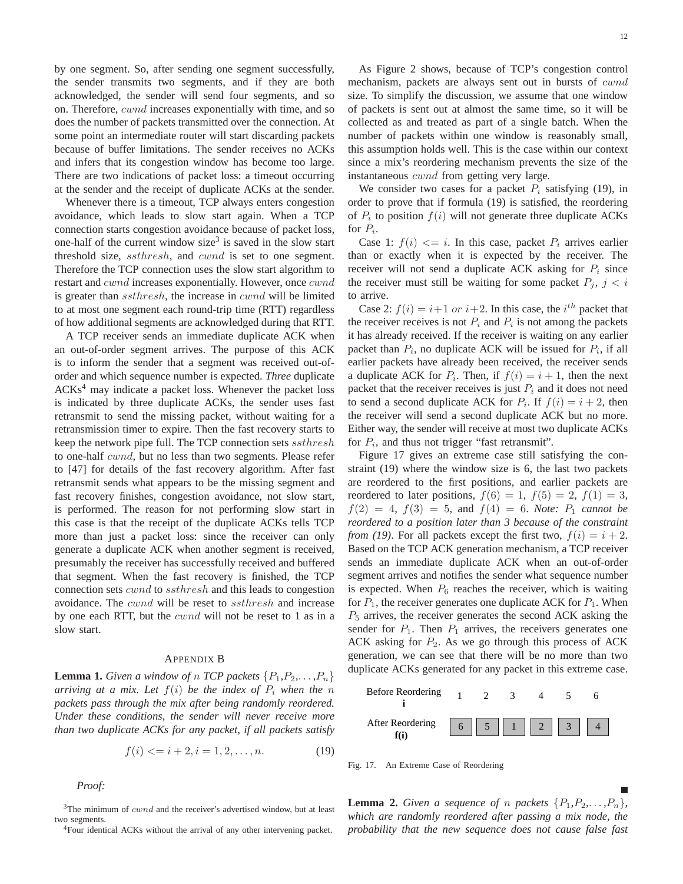by one segment. So, after sending one segment successfully, the sender transmits two segments, and if they are both acknowledged, the sender will send four segments, and so on. Therefore, $cwnd$ increases exponentially with time, and so does the number of packets transmitted over the connection. At some point an intermediate router will start discarding packets because of buffer limitations. The sender receives no ACKs and infers that its congestion window has become too large. There are two indications of packet loss: a timeout occurring at the sender and the receipt of duplicate ACKs at the sender.

Whenever there is a timeout, TCP always enters congestion avoidance, which leads to slow start again. When a TCP connection starts congestion avoidance because of packet loss, one-half of the current window size[3] is saved in the slow start threshold size, $ssthresh$, and $cwnd$ is set to one segment. Therefore the TCP connection uses the slow start algorithm to restart and $cwnd$ increases exponentially. However, once $cwnd$ is greater than $ssthresh$, the increase in $cwnd$ will be limited to at most one segment each round-trip time (RTT) regardless of how additional segments are acknowledged during that RTT.

A TCP receiver sends an immediate duplicate ACK when an out-of-order segment arrives. The purpose of this ACK is to inform the sender that a segment was received out-of-order and which sequence number is expected. *Three* duplicate ACKs[4] may indicate a packet loss. Whenever the packet loss is indicated by three duplicate ACKs, the sender uses fast retransmit to send the missing packet, without waiting for a retransmission timer to expire. Then the fast recovery starts to keep the network pipe full. The TCP connection sets $ssthresh$ to one-half $cwnd$, but no less than two segments. Please refer to [47] for details of the fast recovery algorithm. After fast retransmit sends what appears to be the missing segment and fast recovery finishes, congestion avoidance, not slow start, is performed. The reason for not performing slow start in this case is that the receipt of the duplicate ACKs tells TCP more than just a packet loss: since the receiver can only generate a duplicate ACK when another segment is received, presumably the receiver has successfully received and buffered that segment. When the fast recovery is finished, the TCP connection sets $cwnd$ to $ssthresh$ and this leads to congestion avoidance. The $cwnd$ will be reset to $ssthresh$ and increase by one each RTT, but the $cwnd$ will not be reset to 1 as in a slow start.

## Appendix B

**Lemma 1.** *Given a window of $n$ TCP packets $\{P_1, P_2, \ldots, P_n\}$ arriving at a mix. Let $f(i)$ be the index of $P_i$ when the $n$ packets pass through the mix after being randomly reordered. Under these conditions, the sender will never receive more than two duplicate ACKs for any packet, if all packets satisfy*

$$f(i) <= i + 2, i = 1, 2, \ldots, n. \tag{19}$$

*Proof:*

As Figure 2 shows, because of TCP's congestion control mechanism, packets are always sent out in bursts of $cwnd$ size. To simplify the discussion, we assume that one window of packets is sent out at almost the same time, so it will be collected as and treated as part of a single batch. When the number of packets within one window is reasonably small, this assumption holds well. This is the case within our context since a mix's reordering mechanism prevents the size of the instantaneous $cwnd$ from getting very large.

We consider two cases for a packet $P_i$ satisfying (19), in order to prove that if formula (19) is satisfied, the reordering of $P_i$ to position $f(i)$ will not generate three duplicate ACKs for $P_i$.

Case 1: $f(i) <= i$. In this case, packet $P_i$ arrives earlier than or exactly when it is expected by the receiver. The receiver will not send a duplicate ACK asking for $P_i$ since the receiver must still be waiting for some packet $P_j$, $j < i$ to arrive.

Case 2: $f(i) = i+1$ *or* $i+2$. In this case, the $i^{th}$ packet that the receiver receives is not $P_i$ and $P_i$ is not among the packets it has already received. If the receiver is waiting on any earlier packet than $P_i$, no duplicate ACK will be issued for $P_i$, if all earlier packets have already been received, the receiver sends a duplicate ACK for $P_i$. Then, if $f(i) = i + 1$, then the next packet that the receiver receives is just $P_i$ and it does not need to send a second duplicate ACK for $P_i$. If $f(i) = i + 2$, then the receiver will send a second duplicate ACK but no more. Either way, the sender will receive at most two duplicate ACKs for $P_i$, and thus not trigger "fast retransmit".

Figure 17 gives an extreme case still satisfying the constraint (19) where the window size is 6, the last two packets are reordered to the first positions, and earlier packets are reordered to later positions, $f(6) = 1$, $f(5) = 2$, $f(1) = 3$, $f(2) = 4$, $f(3) = 5$, and $f(4) = 6$. *Note: $P_1$ cannot be reordered to a position later than 3 because of the constraint from (19).* For all packets except the first two, $f(i) = i + 2$. Based on the TCP ACK generation mechanism, a TCP receiver sends an immediate duplicate ACK when an out-of-order segment arrives and notifies the sender what sequence number is expected. When $P_6$ reaches the receiver, which is waiting for $P_1$, the receiver generates one duplicate ACK for $P_1$. When $P_5$ arrives, the receiver generates the second ACK asking the sender for $P_1$. Then $P_1$ arrives, the receivers generates one ACK asking for $P_2$. As we go through this process of ACK generation, we can see that there will be no more than two duplicate ACKs generated for any packet in this extreme case.

| Before Reordering i | 1 | 2 | 3 | 4 | 5 | 6 |
|---|---|---|---|---|---|---|
| After Reordering f(i) | 6 | 5 | 1 | 2 | 3 | 4 |

Fig. 17. An Extreme Case of Reordering

■

**Lemma 2.** *Given a sequence of $n$ packets $\{P_1, P_2, \ldots, P_n\}$, which are randomly reordered after passing a mix node, the probability that the new sequence does not cause false fast*

[3] The minimum of $cwnd$ and the receiver's advertised window, but at least two segments.

[4] Four identical ACKs without the arrival of any other intervening packet.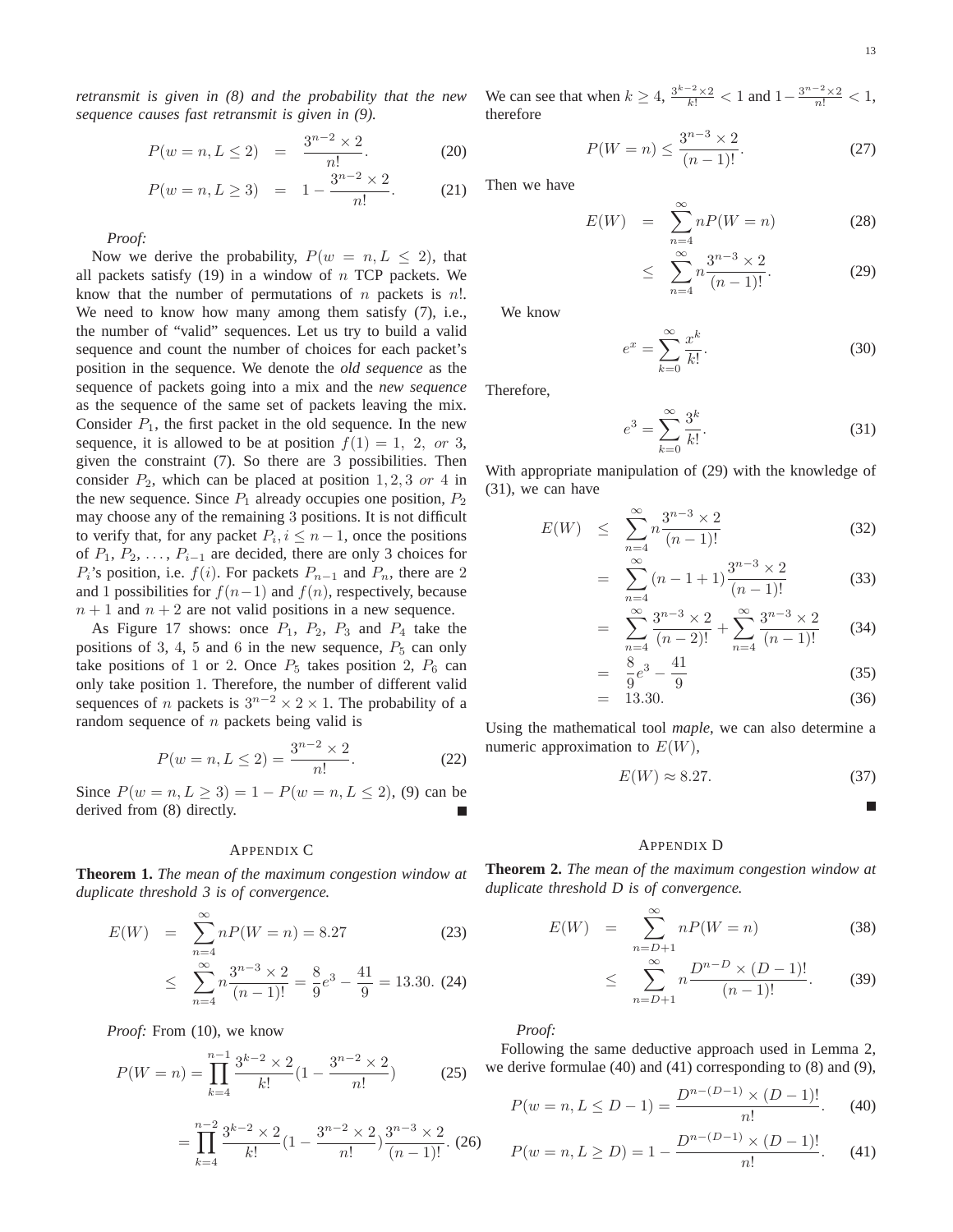*retransmit is given in (8) and the probability that the new sequence causes fast retransmit is given in (9).*

$$P(w=n, L \le 2) = \frac{3^{n-2} \times 2}{n!}. \tag{20}$$

$$P(w=n, L \ge 3) = 1 - \frac{3^{n-2} \times 2}{n!}. \tag{21}$$

*Proof:*

Now we derive the probability, $P(w = n, L \le 2)$, that all packets satisfy (19) in a window of $n$ TCP packets. We know that the number of permutations of $n$ packets is $n!$. We need to know how many among them satisfy (7), i.e., the number of "valid" sequences. Let us try to build a valid sequence and count the number of choices for each packet's position in the sequence. We denote the *old sequence* as the sequence of packets going into a mix and the *new sequence* as the sequence of the same set of packets leaving the mix. Consider $P_1$, the first packet in the old sequence. In the new sequence, it is allowed to be at position $f(1) = 1,\ 2,\ or\ 3$, given the constraint (7). So there are 3 possibilities. Then consider $P_2$, which can be placed at position $1, 2, 3\ or\ 4$ in the new sequence. Since $P_1$ already occupies one position, $P_2$ may choose any of the remaining 3 positions. It is not difficult to verify that, for any packet $P_i, i \le n-1$, once the positions of $P_1, P_2, \ldots, P_{i-1}$ are decided, there are only 3 choices for $P_i$'s position, i.e. $f(i)$. For packets $P_{n-1}$ and $P_n$, there are 2 and 1 possibilities for $f(n-1)$ and $f(n)$, respectively, because $n+1$ and $n+2$ are not valid positions in a new sequence.

As Figure 17 shows: once $P_1$, $P_2$, $P_3$ and $P_4$ take the positions of 3, 4, 5 and 6 in the new sequence, $P_5$ can only take positions of 1 or 2. Once $P_5$ takes position 2, $P_6$ can only take position 1. Therefore, the number of different valid sequences of $n$ packets is $3^{n-2} \times 2 \times 1$. The probability of a random sequence of $n$ packets being valid is

$$P(w=n, L \le 2) = \frac{3^{n-2} \times 2}{n!}. \tag{22}$$

Since $P(w = n, L \ge 3) = 1 - P(w = n, L \le 2)$, (9) can be derived from (8) directly. ■

## Appendix C

**Theorem 1.** *The mean of the maximum congestion window at duplicate threshold 3 is of convergence.*

$$E(W) = \sum_{n=4}^{\infty} nP(W=n) = 8.27 \tag{23}$$

$$\le \sum_{n=4}^{\infty} n\frac{3^{n-3} \times 2}{(n-1)!} = \frac{8}{9}e^3 - \frac{41}{9} = 13.30. \tag{24}$$

*Proof:* From (10), we know

$$P(W=n) = \prod_{k=4}^{n-1} \frac{3^{k-2} \times 2}{k!}\left(1 - \frac{3^{n-2} \times 2}{n!}\right) \tag{25}$$

$$= \prod_{k=4}^{n-2} \frac{3^{k-2} \times 2}{k!}\left(1 - \frac{3^{n-2} \times 2}{n!}\right)\frac{3^{n-3} \times 2}{(n-1)!}. \tag{26}$$

We can see that when $k \ge 4$, $\frac{3^{k-2} \times 2}{k!} < 1$ and $1 - \frac{3^{n-2} \times 2}{n!} < 1$, therefore

$$P(W=n) \le \frac{3^{n-3} \times 2}{(n-1)!}. \tag{27}$$

Then we have

$$E(W) = \sum_{n=4}^{\infty} nP(W=n) \tag{28}$$

$$\le \sum_{n=4}^{\infty} n\frac{3^{n-3} \times 2}{(n-1)!}. \tag{29}$$

We know

$$e^x = \sum_{k=0}^{\infty} \frac{x^k}{k!}. \tag{30}$$

Therefore,

$$e^3 = \sum_{k=0}^{\infty} \frac{3^k}{k!}. \tag{31}$$

With appropriate manipulation of (29) with the knowledge of (31), we can have

$$E(W) \le \sum_{n=4}^{\infty} n\frac{3^{n-3} \times 2}{(n-1)!} \tag{32}$$

$$= \sum_{n=4}^{\infty} (n-1+1)\frac{3^{n-3} \times 2}{(n-1)!} \tag{33}$$

$$= \sum_{n=4}^{\infty} \frac{3^{n-3} \times 2}{(n-2)!} + \sum_{n=4}^{\infty} \frac{3^{n-3} \times 2}{(n-1)!} \tag{34}$$

$$= \frac{8}{9}e^3 - \frac{41}{9} \tag{35}$$

$$= 13.30. \tag{36}$$

Using the mathematical tool *maple*, we can also determine a numeric approximation to $E(W)$,

$$E(W) \approx 8.27. \tag{37}$$

■

## Appendix D

**Theorem 2.** *The mean of the maximum congestion window at duplicate threshold D is of convergence.*

$$E(W) = \sum_{n=D+1}^{\infty} nP(W=n) \tag{38}$$

$$\le \sum_{n=D+1}^{\infty} n\frac{D^{n-D} \times (D-1)!}{(n-1)!}. \tag{39}$$

*Proof:*

Following the same deductive approach used in Lemma 2, we derive formulae (40) and (41) corresponding to (8) and (9),

$$P(w=n, L \le D-1) = \frac{D^{n-(D-1)} \times (D-1)!}{n!}. \tag{40}$$

$$P(w=n, L \ge D) = 1 - \frac{D^{n-(D-1)} \times (D-1)!}{n!}. \tag{41}$$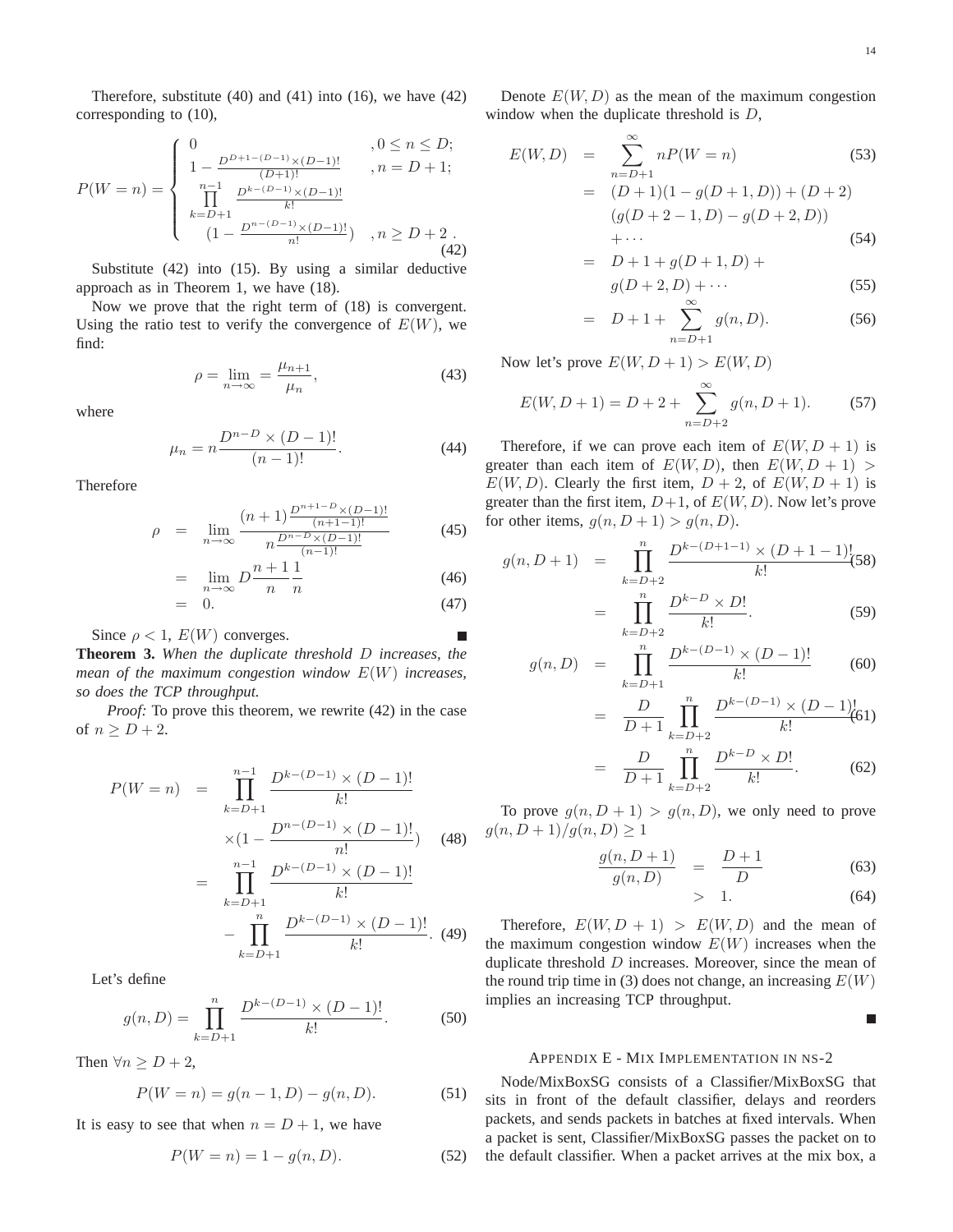Therefore, substitute (40) and (41) into (16), we have (42) corresponding to (10),

$$
P(W=n) = \begin{cases} 0 & ,0 \le n \le D; \\ 1 - \frac{D^{D+1-(D-1)} \times (D-1)!}{(D+1)!} & ,n = D+1; \\ \prod_{k=D+1}^{n-1} \frac{D^{k-(D-1)} \times (D-1)!}{k!} & \\ \quad (1 - \frac{D^{n-(D-1)} \times (D-1)!}{n!}) & ,n \ge D+2 \ . \end{cases} \tag{42}
$$

Substitute (42) into (15). By using a similar deductive approach as in Theorem 1, we have (18).

Now we prove that the right term of (18) is convergent. Using the ratio test to verify the convergence of $E(W)$, we find:

$$
\rho = \lim_{n\to\infty} = \frac{\mu_{n+1}}{\mu_n}, \tag{43}
$$

where

$$
\mu_n = n\frac{D^{n-D} \times (D-1)!}{(n-1)!}. \tag{44}
$$

Therefore

$$
\begin{aligned}
\rho &= \lim_{n\to\infty} \frac{(n+1)\frac{D^{n+1-D} \times (D-1)!}{(n+1-1)!}}{n\frac{D^{n-D} \times (D-1)!}{(n-1)!}} && (45) \\
&= \lim_{n\to\infty} D\frac{n+1}{n}\frac{1}{n} && (46) \\
&= 0. && (47)
\end{aligned}
$$

Since $\rho < 1$, $E(W)$ converges. ∎

**Theorem 3.** *When the duplicate threshold $D$ increases, the mean of the maximum congestion window $E(W)$ increases, so does the TCP throughput.*

*Proof:* To prove this theorem, we rewrite (42) in the case of $n \ge D+2$.

$$
\begin{aligned}
P(W=n) &= \prod_{k=D+1}^{n-1} \frac{D^{k-(D-1)} \times (D-1)!}{k!} \\
&\quad \times (1 - \frac{D^{n-(D-1)} \times (D-1)!}{n!}) && (48) \\
&= \prod_{k=D+1}^{n-1} \frac{D^{k-(D-1)} \times (D-1)!}{k!} \\
&\quad - \prod_{k=D+1}^{n} \frac{D^{k-(D-1)} \times (D-1)!}{k!}. && (49)
\end{aligned}
$$

Let's define

$$
g(n, D) = \prod_{k=D+1}^{n} \frac{D^{k-(D-1)} \times (D-1)!}{k!}. \tag{50}
$$

Then $\forall n \ge D+2$,

$$
P(W=n) = g(n-1, D) - g(n, D). \tag{51}
$$

It is easy to see that when $n = D+1$, we have

$$
P(W=n) = 1 - g(n, D). \tag{52}
$$

Denote $E(W, D)$ as the mean of the maximum congestion window when the duplicate threshold is $D$,

$$
\begin{aligned}
E(W, D) &= \sum_{n=D+1}^{\infty} nP(W=n) && (53) \\
&= (D+1)(1 - g(D+1, D)) + (D+2) \\
&\quad (g(D+2-1, D) - g(D+2, D)) \\
&\quad + \cdots && (54) \\
&= D+1 + g(D+1, D) + \\
&\quad g(D+2, D) + \cdots && (55) \\
&= D+1 + \sum_{n=D+1}^{\infty} g(n, D). && (56)
\end{aligned}
$$

Now let's prove $E(W, D+1) > E(W, D)$

$$
E(W, D+1) = D+2 + \sum_{n=D+2}^{\infty} g(n, D+1). \tag{57}
$$

Therefore, if we can prove each item of $E(W, D+1)$ is greater than each item of $E(W, D)$, then $E(W, D+1) > E(W, D)$. Clearly the first item, $D+2$, of $E(W, D+1)$ is greater than the first item, $D+1$, of $E(W, D)$. Now let's prove for other items, $g(n, D+1) > g(n, D)$.

$$
\begin{aligned}
g(n, D+1) &= \prod_{k=D+2}^{n} \frac{D^{k-(D+1-1)} \times (D+1-1)!}{k!} && (58) \\
&= \prod_{k=D+2}^{n} \frac{D^{k-D} \times D!}{k!}. && (59) \\
g(n, D) &= \prod_{k=D+1}^{n} \frac{D^{k-(D-1)} \times (D-1)!}{k!} && (60) \\
&= \frac{D}{D+1} \prod_{k=D+2}^{n} \frac{D^{k-(D-1)} \times (D-1)!}{k!} && (61) \\
&= \frac{D}{D+1} \prod_{k=D+2}^{n} \frac{D^{k-D} \times D!}{k!}. && (62)
\end{aligned}
$$

To prove $g(n, D+1) > g(n, D)$, we only need to prove $g(n, D+1)/g(n, D) \ge 1$

$$
\begin{aligned}
\frac{g(n, D+1)}{g(n, D)} &= \frac{D+1}{D} && (63) \\
&> 1. && (64)
\end{aligned}
$$

Therefore, $E(W, D+1) > E(W, D)$ and the mean of the maximum congestion window $E(W)$ increases when the duplicate threshold $D$ increases. Moreover, since the mean of the round trip time in (3) does not change, an increasing $E(W)$ implies an increasing TCP throughput. ∎

## Appendix E - Mix Implementation in NS-2

Node/MixBoxSG consists of a Classifier/MixBoxSG that sits in front of the default classifier, delays and reorders packets, and sends packets in batches at fixed intervals. When a packet is sent, Classifier/MixBoxSG passes the packet on to the default classifier. When a packet arrives at the mix box, a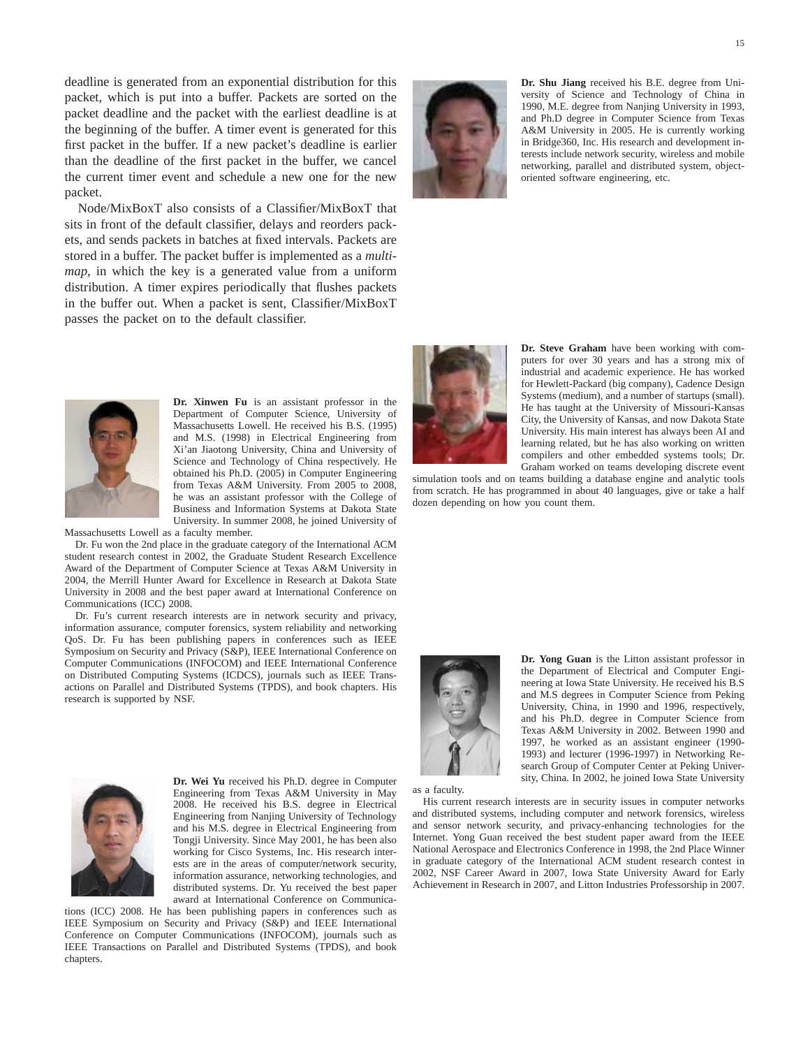deadline is generated from an exponential distribution for this packet, which is put into a buffer. Packets are sorted on the packet deadline and the packet with the earliest deadline is at the beginning of the buffer. A timer event is generated for this first packet in the buffer. If a new packet's deadline is earlier than the deadline of the first packet in the buffer, we cancel the current timer event and schedule a new one for the new packet.

Node/MixBoxT also consists of a Classifier/MixBoxT that sits in front of the default classifier, delays and reorders packets, and sends packets in batches at fixed intervals. Packets are stored in a buffer. The packet buffer is implemented as a *multimap*, in which the key is a generated value from a uniform distribution. A timer expires periodically that flushes packets in the buffer out. When a packet is sent, Classifier/MixBoxT passes the packet on to the default classifier.

**Dr. Xinwen Fu** is an assistant professor in the Department of Computer Science, University of Massachusetts Lowell. He received his B.S. (1995) and M.S. (1998) in Electrical Engineering from Xi'an Jiaotong University, China and University of Science and Technology of China respectively. He obtained his Ph.D. (2005) in Computer Engineering from Texas A&M University. From 2005 to 2008, he was an assistant professor with the College of Business and Information Systems at Dakota State University. In summer 2008, he joined University of Massachusetts Lowell as a faculty member.

Dr. Fu won the 2nd place in the graduate category of the International ACM student research contest in 2002, the Graduate Student Research Excellence Award of the Department of Computer Science at Texas A&M University in 2004, the Merrill Hunter Award for Excellence in Research at Dakota State University in 2008 and the best paper award at International Conference on Communications (ICC) 2008.

Dr. Fu's current research interests are in network security and privacy, information assurance, computer forensics, system reliability and networking QoS. Dr. Fu has been publishing papers in conferences such as IEEE Symposium on Security and Privacy (S&P), IEEE International Conference on Computer Communications (INFOCOM) and IEEE International Conference on Distributed Computing Systems (ICDCS), journals such as IEEE Transactions on Parallel and Distributed Systems (TPDS), and book chapters. His research is supported by NSF.

**Dr. Wei Yu** received his Ph.D. degree in Computer Engineering from Texas A&M University in May 2008. He received his B.S. degree in Electrical Engineering from Nanjing University of Technology and his M.S. degree in Electrical Engineering from Tongji University. Since May 2001, he has been also working for Cisco Systems, Inc. His research interests are in the areas of computer/network security, information assurance, networking technologies, and distributed systems. Dr. Yu received the best paper award at International Conference on Communications (ICC) 2008. He has been publishing papers in conferences such as IEEE Symposium on Security and Privacy (S&P) and IEEE International Conference on Computer Communications (INFOCOM), journals such as IEEE Transactions on Parallel and Distributed Systems (TPDS), and book chapters.

**Dr. Shu Jiang** received his B.E. degree from University of Science and Technology of China in 1990, M.E. degree from Nanjing University in 1993, and Ph.D degree in Computer Science from Texas A&M University in 2005. He is currently working in Bridge360, Inc. His research and development interests include network security, wireless and mobile networking, parallel and distributed system, object-oriented software engineering, etc.

**Dr. Steve Graham** have been working with computers for over 30 years and has a strong mix of industrial and academic experience. He has worked for Hewlett-Packard (big company), Cadence Design Systems (medium), and a number of startups (small). He has taught at the University of Missouri-Kansas City, the University of Kansas, and now Dakota State University. His main interest has always been AI and learning related, but he has also working on written compilers and other embedded systems tools; Dr. Graham worked on teams developing discrete event simulation tools and on teams building a database engine and analytic tools from scratch. He has programmed in about 40 languages, give or take a half dozen depending on how you count them.

**Dr. Yong Guan** is the Litton assistant professor in the Department of Electrical and Computer Engineering at Iowa State University. He received his B.S and M.S degrees in Computer Science from Peking University, China, in 1990 and 1996, respectively, and his Ph.D. degree in Computer Science from Texas A&M University in 2002. Between 1990 and 1997, he worked as an assistant engineer (1990-1993) and lecturer (1996-1997) in Networking Research Group of Computer Center at Peking University, China. In 2002, he joined Iowa State University as a faculty.

His current research interests are in security issues in computer networks and distributed systems, including computer and network forensics, wireless and sensor network security, and privacy-enhancing technologies for the Internet. Yong Guan received the best student paper award from the IEEE National Aerospace and Electronics Conference in 1998, the 2nd Place Winner in graduate category of the International ACM student research contest in 2002, NSF Career Award in 2007, Iowa State University Award for Early Achievement in Research in 2007, and Litton Industries Professorship in 2007.